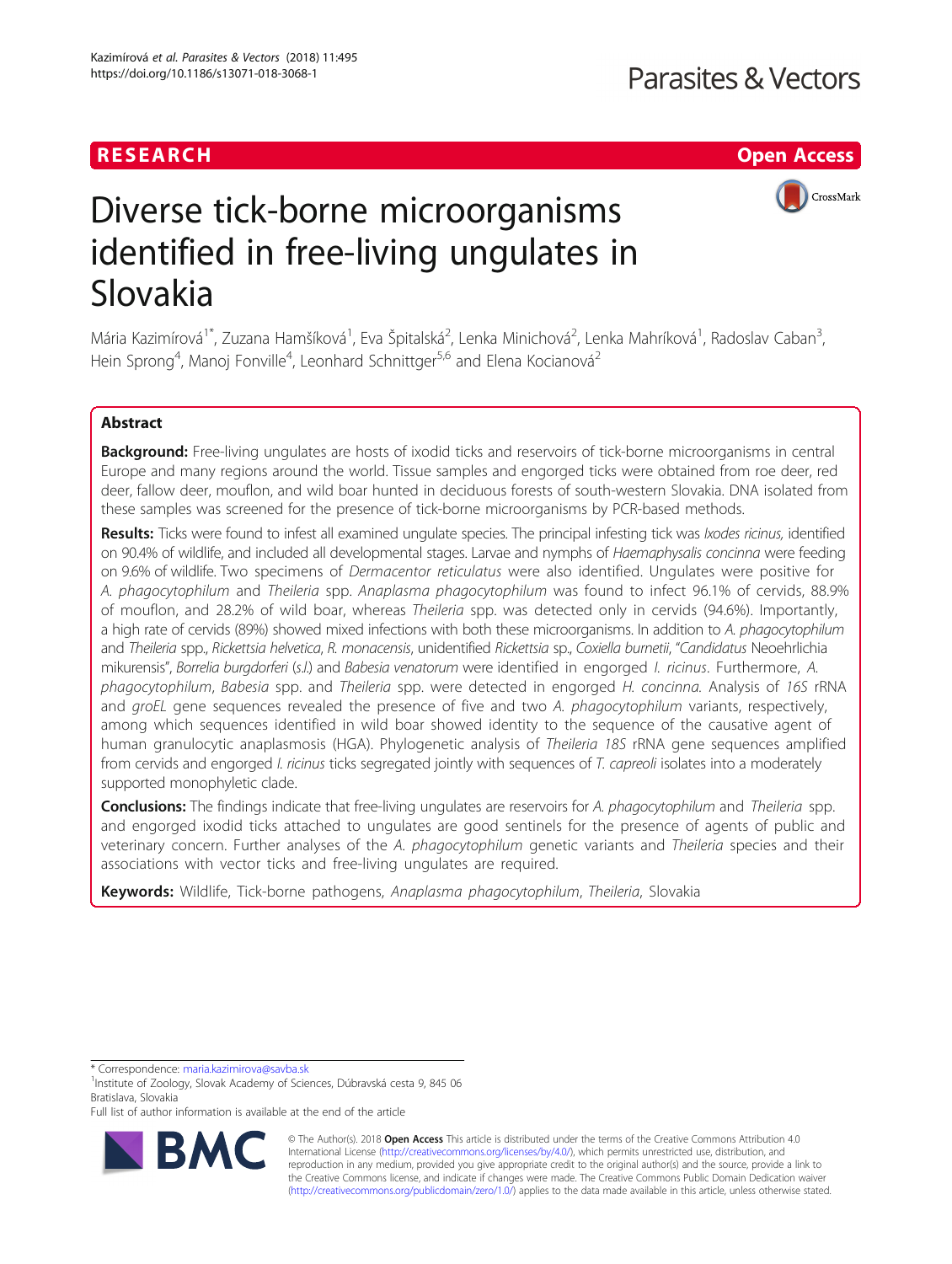RESEARCH

Open Access

# Diverse tick-borne microorganisms identified in free-living ungulates in Slovakia

Mária Kazimírová[1*], Zuzana Hamšíková[1], Eva Špitalská[2], Lenka Minichová[2], Lenka Mahríková[1], Radoslav Caban[3], Hein Sprong[4], Manoj Fonville[4], Leonhard Schnittger[5,6] and Elena Kocianová[2]

## Abstract

**Background:** Free-living ungulates are hosts of ixodid ticks and reservoirs of tick-borne microorganisms in central Europe and many regions around the world. Tissue samples and engorged ticks were obtained from roe deer, red deer, fallow deer, mouflon, and wild boar hunted in deciduous forests of south-western Slovakia. DNA isolated from these samples was screened for the presence of tick-borne microorganisms by PCR-based methods.

**Results:** Ticks were found to infest all examined ungulate species. The principal infesting tick was *Ixodes ricinus*, identified on 90.4% of wildlife, and included all developmental stages. Larvae and nymphs of *Haemaphysalis concinna* were feeding on 9.6% of wildlife. Two specimens of *Dermacentor reticulatus* were also identified. Ungulates were positive for *A. phagocytophilum* and *Theileria* spp. *Anaplasma phagocytophilum* was found to infect 96.1% of cervids, 88.9% of mouflon, and 28.2% of wild boar, whereas *Theileria* spp. was detected only in cervids (94.6%). Importantly, a high rate of cervids (89%) showed mixed infections with both these microorganisms. In addition to *A. phagocytophilum* and *Theileria* spp., *Rickettsia helvetica*, *R. monacensis*, unidentified *Rickettsia* sp., *Coxiella burnetii*, "*Candidatus* Neoehrlichia mikurensis", *Borrelia burgdorferi* (*s.l.*) and *Babesia venatorum* were identified in engorged *I. ricinus*. Furthermore, *A. phagocytophilum*, *Babesia* spp. and *Theileria* spp. were detected in engorged *H. concinna*. Analysis of *16S* rRNA and *groEL* gene sequences revealed the presence of five and two *A. phagocytophilum* variants, respectively, among which sequences identified in wild boar showed identity to the sequence of the causative agent of human granulocytic anaplasmosis (HGA). Phylogenetic analysis of *Theileria 18S* rRNA gene sequences amplified from cervids and engorged *I. ricinus* ticks segregated jointly with sequences of *T. capreoli* isolates into a moderately supported monophyletic clade.

**Conclusions:** The findings indicate that free-living ungulates are reservoirs for *A. phagocytophilum* and *Theileria* spp. and engorged ixodid ticks attached to ungulates are good sentinels for the presence of agents of public and veterinary concern. Further analyses of the *A. phagocytophilum* genetic variants and *Theileria* species and their associations with vector ticks and free-living ungulates are required.

**Keywords:** Wildlife, Tick-borne pathogens, *Anaplasma phagocytophilum*, *Theileria*, Slovakia

---

* Correspondence: maria.kazimirova@savba.sk
[1]Institute of Zoology, Slovak Academy of Sciences, Dúbravská cesta 9, 845 06 Bratislava, Slovakia
Full list of author information is available at the end of the article

© The Author(s). 2018 **Open Access** This article is distributed under the terms of the Creative Commons Attribution 4.0 International License (http://creativecommons.org/licenses/by/4.0/), which permits unrestricted use, distribution, and reproduction in any medium, provided you give appropriate credit to the original author(s) and the source, provide a link to the Creative Commons license, and indicate if changes were made. The Creative Commons Public Domain Dedication waiver (http://creativecommons.org/publicdomain/zero/1.0/) applies to the data made available in this article, unless otherwise stated.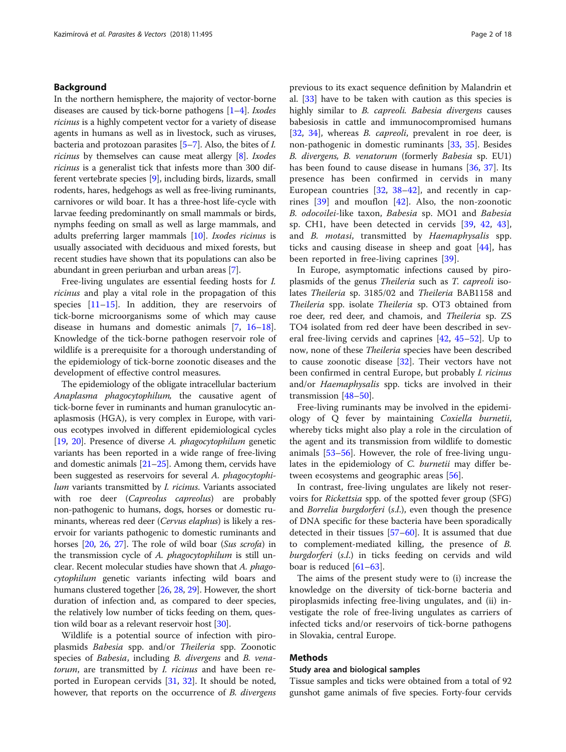## Background

In the northern hemisphere, the majority of vector-borne diseases are caused by tick-borne pathogens [1–4]. *Ixodes ricinus* is a highly competent vector for a variety of disease agents in humans as well as in livestock, such as viruses, bacteria and protozoan parasites [5–7]. Also, the bites of *I. ricinus* by themselves can cause meat allergy [8]. *Ixodes ricinus* is a generalist tick that infests more than 300 different vertebrate species [9], including birds, lizards, small rodents, hares, hedgehogs as well as free-living ruminants, carnivores or wild boar. It has a three-host life-cycle with larvae feeding predominantly on small mammals or birds, nymphs feeding on small as well as large mammals, and adults preferring larger mammals [10]. *Ixodes ricinus* is usually associated with deciduous and mixed forests, but recent studies have shown that its populations can also be abundant in green periurban and urban areas [7].

Free-living ungulates are essential feeding hosts for *I. ricinus* and play a vital role in the propagation of this species [11–15]. In addition, they are reservoirs of tick-borne microorganisms some of which may cause disease in humans and domestic animals [7, 16–18]. Knowledge of the tick-borne pathogen reservoir role of wildlife is a prerequisite for a thorough understanding of the epidemiology of tick-borne zoonotic diseases and the development of effective control measures.

The epidemiology of the obligate intracellular bacterium *Anaplasma phagocytophilum*, the causative agent of tick-borne fever in ruminants and human granulocytic anaplasmosis (HGA), is very complex in Europe, with various ecotypes involved in different epidemiological cycles [19, 20]. Presence of diverse *A. phagocytophilum* genetic variants has been reported in a wide range of free-living and domestic animals [21–25]. Among them, cervids have been suggested as reservoirs for several *A. phagocytophilum* variants transmitted by *I. ricinus*. Variants associated with roe deer (*Capreolus capreolus*) are probably non-pathogenic to humans, dogs, horses or domestic ruminants, whereas red deer (*Cervus elaphus*) is likely a reservoir for variants pathogenic to domestic ruminants and horses [20, 26, 27]. The role of wild boar (*Sus scrofa*) in the transmission cycle of *A. phagocytophilum* is still unclear. Recent molecular studies have shown that *A. phagocytophilum* genetic variants infecting wild boars and humans clustered together [26, 28, 29]. However, the short duration of infection and, as compared to deer species, the relatively low number of ticks feeding on them, question wild boar as a relevant reservoir host [30].

Wildlife is a potential source of infection with piroplasmids *Babesia* spp. and/or *Theileria* spp. Zoonotic species of *Babesia*, including *B. divergens* and *B. venatorum*, are transmitted by *I. ricinus* and have been reported in European cervids [31, 32]. It should be noted, however, that reports on the occurrence of *B. divergens* previous to its exact sequence definition by Malandrin et al. [33] have to be taken with caution as this species is highly similar to *B. capreoli*. *Babesia divergens* causes babesiosis in cattle and immunocompromised humans [32, 34], whereas *B. capreoli*, prevalent in roe deer, is non-pathogenic in domestic ruminants [33, 35]. Besides *B. divergens*, *B. venatorum* (formerly *Babesia* sp. EU1) has been found to cause disease in humans [36, 37]. Its presence has been confirmed in cervids in many European countries [32, 38–42], and recently in caprines [39] and mouflon [42]. Also, the non-zoonotic *B. odocoilei*-like taxon, *Babesia* sp. MO1 and *Babesia* sp. CH1, have been detected in cervids [39, 42, 43], and *B. motasi*, transmitted by *Haemaphysalis* spp. ticks and causing disease in sheep and goat [44], has been reported in free-living caprines [39].

In Europe, asymptomatic infections caused by piroplasmids of the genus *Theileria* such as *T. capreoli* isolates *Theileria* sp. 3185/02 and *Theileria* BAB1158 and *Theileria* spp. isolate *Theileria* sp. OT3 obtained from roe deer, red deer, and chamois, and *Theileria* sp. ZS TO4 isolated from red deer have been described in several free-living cervids and caprines [42, 45–52]. Up to now, none of these *Theileria* species have been described to cause zoonotic disease [32]. Their vectors have not been confirmed in central Europe, but probably *I. ricinus* and/or *Haemaphysalis* spp. ticks are involved in their transmission [48–50].

Free-living ruminants may be involved in the epidemiology of Q fever by maintaining *Coxiella burnetii*, whereby ticks might also play a role in the circulation of the agent and its transmission from wildlife to domestic animals [53–56]. However, the role of free-living ungulates in the epidemiology of *C. burnetii* may differ between ecosystems and geographic areas [56].

In contrast, free-living ungulates are likely not reservoirs for *Rickettsia* spp. of the spotted fever group (SFG) and *Borrelia burgdorferi* (*s.l.*), even though the presence of DNA specific for these bacteria have been sporadically detected in their tissues [57–60]. It is assumed that due to complement-mediated killing, the presence of *B. burgdorferi* (*s.l.*) in ticks feeding on cervids and wild boar is reduced [61–63].

The aims of the present study were to (i) increase the knowledge on the diversity of tick-borne bacteria and piroplasmids infecting free-living ungulates, and (ii) investigate the role of free-living ungulates as carriers of infected ticks and/or reservoirs of tick-borne pathogens in Slovakia, central Europe.

## Methods

### Study area and biological samples

Tissue samples and ticks were obtained from a total of 92 gunshot game animals of five species. Forty-four cervids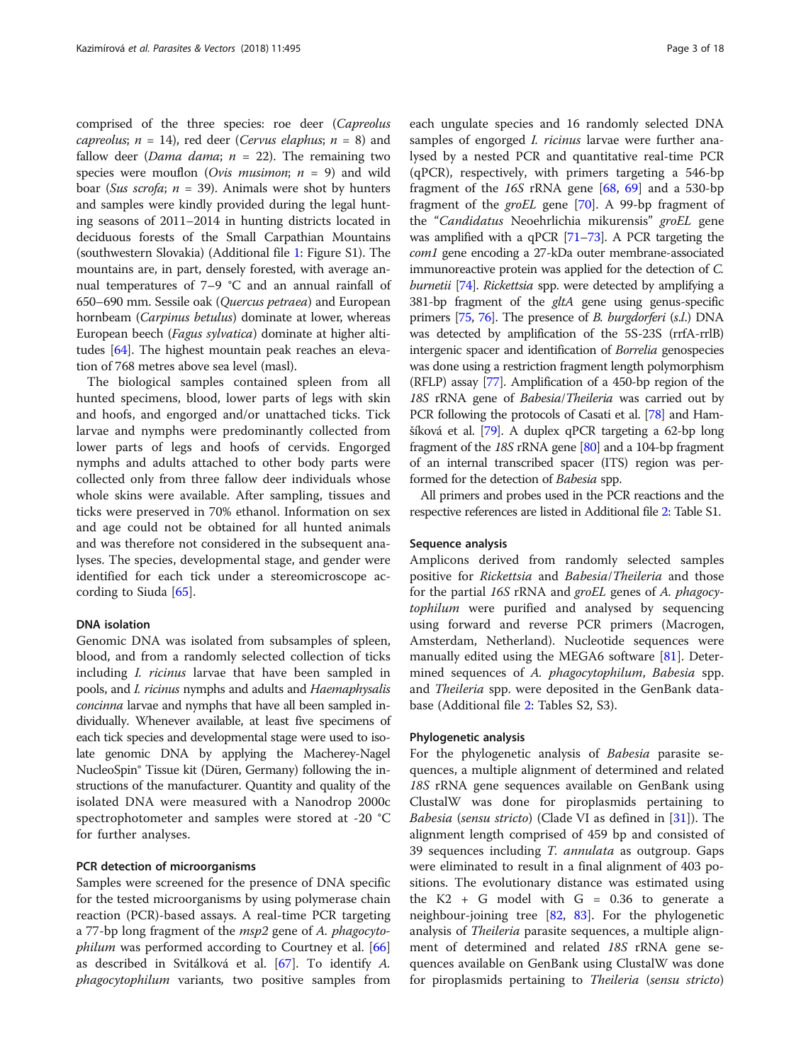comprised of the three species: roe deer (*Capreolus capreolus*; *n* = 14), red deer (*Cervus elaphus*; *n* = 8) and fallow deer (*Dama dama*; *n* = 22). The remaining two species were mouflon (*Ovis musimon*; *n* = 9) and wild boar (*Sus scrofa*; *n* = 39). Animals were shot by hunters and samples were kindly provided during the legal hunting seasons of 2011–2014 in hunting districts located in deciduous forests of the Small Carpathian Mountains (southwestern Slovakia) (Additional file 1: Figure S1). The mountains are, in part, densely forested, with average annual temperatures of 7–9 °C and an annual rainfall of 650–690 mm. Sessile oak (*Quercus petraea*) and European hornbeam (*Carpinus betulus*) dominate at lower, whereas European beech (*Fagus sylvatica*) dominate at higher altitudes [64]. The highest mountain peak reaches an elevation of 768 metres above sea level (masl).

The biological samples contained spleen from all hunted specimens, blood, lower parts of legs with skin and hoofs, and engorged and/or unattached ticks. Tick larvae and nymphs were predominantly collected from lower parts of legs and hoofs of cervids. Engorged nymphs and adults attached to other body parts were collected only from three fallow deer individuals whose whole skins were available. After sampling, tissues and ticks were preserved in 70% ethanol. Information on sex and age could not be obtained for all hunted animals and was therefore not considered in the subsequent analyses. The species, developmental stage, and gender were identified for each tick under a stereomicroscope according to Siuda [65].

### DNA isolation

Genomic DNA was isolated from subsamples of spleen, blood, and from a randomly selected collection of ticks including *I. ricinus* larvae that have been sampled in pools, and *I. ricinus* nymphs and adults and *Haemaphysalis concinna* larvae and nymphs that have all been sampled individually. Whenever available, at least five specimens of each tick species and developmental stage were used to isolate genomic DNA by applying the Macherey-Nagel NucleoSpin® Tissue kit (Düren, Germany) following the instructions of the manufacturer. Quantity and quality of the isolated DNA were measured with a Nanodrop 2000c spectrophotometer and samples were stored at -20 °C for further analyses.

### PCR detection of microorganisms

Samples were screened for the presence of DNA specific for the tested microorganisms by using polymerase chain reaction (PCR)-based assays. A real-time PCR targeting a 77-bp long fragment of the *msp2* gene of *A. phagocytophilum* was performed according to Courtney et al. [66] as described in Svitálková et al. [67]. To identify *A. phagocytophilum* variants, two positive samples from each ungulate species and 16 randomly selected DNA samples of engorged *I. ricinus* larvae were further analysed by a nested PCR and quantitative real-time PCR (qPCR), respectively, with primers targeting a 546-bp fragment of the *16S* rRNA gene [68, 69] and a 530-bp fragment of the *groEL* gene [70]. A 99-bp fragment of the "*Candidatus* Neoehrlichia mikurensis" *groEL* gene was amplified with a qPCR [71–73]. A PCR targeting the *com1* gene encoding a 27-kDa outer membrane-associated immunoreactive protein was applied for the detection of *C. burnetii* [74]. *Rickettsia* spp. were detected by amplifying a 381-bp fragment of the *gltA* gene using genus-specific primers [75, 76]. The presence of *B. burgdorferi* (*s.l.*) DNA was detected by amplification of the 5S-23S (rrfA-rrlB) intergenic spacer and identification of *Borrelia* genospecies was done using a restriction fragment length polymorphism (RFLP) assay [77]. Amplification of a 450-bp region of the *18S* rRNA gene of *Babesia*/*Theileria* was carried out by PCR following the protocols of Casati et al. [78] and Hamšíková et al. [79]. A duplex qPCR targeting a 62-bp long fragment of the *18S* rRNA gene [80] and a 104-bp fragment of an internal transcribed spacer (ITS) region was performed for the detection of *Babesia* spp.

All primers and probes used in the PCR reactions and the respective references are listed in Additional file 2: Table S1.

### Sequence analysis

Amplicons derived from randomly selected samples positive for *Rickettsia* and *Babesia*/*Theileria* and those for the partial *16S* rRNA and *groEL* genes of *A. phagocytophilum* were purified and analysed by sequencing using forward and reverse PCR primers (Macrogen, Amsterdam, Netherland). Nucleotide sequences were manually edited using the MEGA6 software [81]. Determined sequences of *A. phagocytophilum*, *Babesia* spp. and *Theileria* spp. were deposited in the GenBank database (Additional file 2: Tables S2, S3).

### Phylogenetic analysis

For the phylogenetic analysis of *Babesia* parasite sequences, a multiple alignment of determined and related *18S* rRNA gene sequences available on GenBank using ClustalW was done for piroplasmids pertaining to *Babesia* (*sensu stricto*) (Clade VI as defined in [31]). The alignment length comprised of 459 bp and consisted of 39 sequences including *T. annulata* as outgroup. Gaps were eliminated to result in a final alignment of 403 positions. The evolutionary distance was estimated using the K2 + G model with G = 0.36 to generate a neighbour-joining tree [82, 83]. For the phylogenetic analysis of *Theileria* parasite sequences, a multiple alignment of determined and related *18S* rRNA gene sequences available on GenBank using ClustalW was done for piroplasmids pertaining to *Theileria* (*sensu stricto*)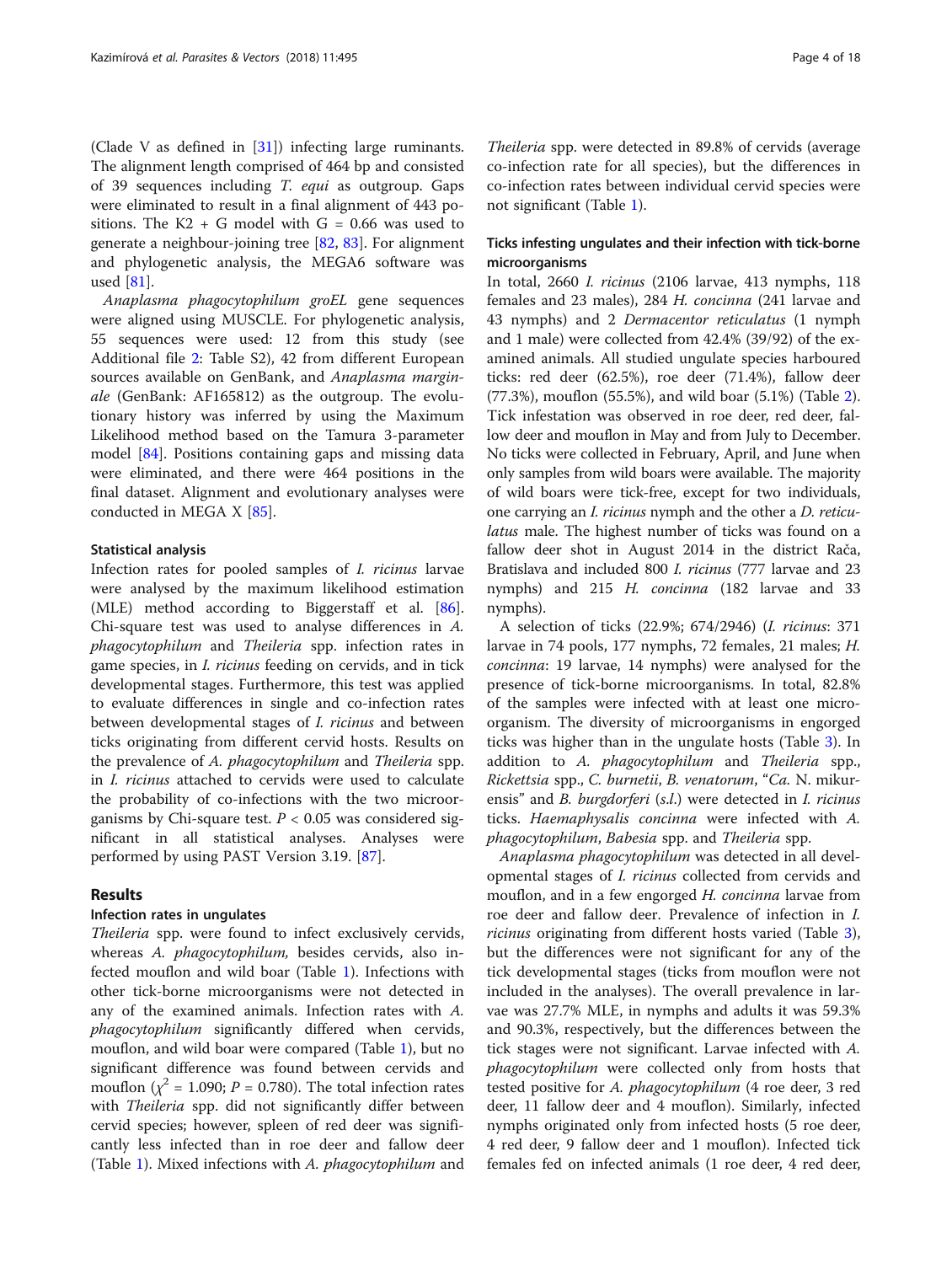(Clade V as defined in [31]) infecting large ruminants. The alignment length comprised of 464 bp and consisted of 39 sequences including *T. equi* as outgroup. Gaps were eliminated to result in a final alignment of 443 positions. The K2 + G model with G = 0.66 was used to generate a neighbour-joining tree [82, 83]. For alignment and phylogenetic analysis, the MEGA6 software was used [81].

*Anaplasma phagocytophilum groEL* gene sequences were aligned using MUSCLE. For phylogenetic analysis, 55 sequences were used: 12 from this study (see Additional file 2: Table S2), 42 from different European sources available on GenBank, and *Anaplasma marginale* (GenBank: AF165812) as the outgroup. The evolutionary history was inferred by using the Maximum Likelihood method based on the Tamura 3-parameter model [84]. Positions containing gaps and missing data were eliminated, and there were 464 positions in the final dataset. Alignment and evolutionary analyses were conducted in MEGA X [85].

### Statistical analysis

Infection rates for pooled samples of *I. ricinus* larvae were analysed by the maximum likelihood estimation (MLE) method according to Biggerstaff et al. [86]. Chi-square test was used to analyse differences in *A. phagocytophilum* and *Theileria* spp. infection rates in game species, in *I. ricinus* feeding on cervids, and in tick developmental stages. Furthermore, this test was applied to evaluate differences in single and co-infection rates between developmental stages of *I. ricinus* and between ticks originating from different cervid hosts. Results on the prevalence of *A. phagocytophilum* and *Theileria* spp. in *I. ricinus* attached to cervids were used to calculate the probability of co-infections with the two microorganisms by Chi-square test. $P < 0.05$ was considered significant in all statistical analyses. Analyses were performed by using PAST Version 3.19. [87].

## Results

### Infection rates in ungulates

*Theileria* spp. were found to infect exclusively cervids, whereas *A. phagocytophilum,* besides cervids, also infected mouflon and wild boar (Table 1). Infections with other tick-borne microorganisms were not detected in any of the examined animals. Infection rates with *A. phagocytophilum* significantly differed when cervids, mouflon, and wild boar were compared (Table 1), but no significant difference was found between cervids and mouflon ($\chi^2 = 1.090$; $P = 0.780$). The total infection rates with *Theileria* spp. did not significantly differ between cervid species; however, spleen of red deer was significantly less infected than in roe deer and fallow deer (Table 1). Mixed infections with *A. phagocytophilum* and *Theileria* spp. were detected in 89.8% of cervids (average co-infection rate for all species), but the differences in co-infection rates between individual cervid species were not significant (Table 1).

### Ticks infesting ungulates and their infection with tick-borne microorganisms

In total, 2660 *I. ricinus* (2106 larvae, 413 nymphs, 118 females and 23 males), 284 *H. concinna* (241 larvae and 43 nymphs) and 2 *Dermacentor reticulatus* (1 nymph and 1 male) were collected from 42.4% (39/92) of the examined animals. All studied ungulate species harboured ticks: red deer (62.5%), roe deer (71.4%), fallow deer (77.3%), mouflon (55.5%), and wild boar (5.1%) (Table 2). Tick infestation was observed in roe deer, red deer, fallow deer and mouflon in May and from July to December. No ticks were collected in February, April, and June when only samples from wild boars were available. The majority of wild boars were tick-free, except for two individuals, one carrying an *I. ricinus* nymph and the other a *D. reticulatus* male. The highest number of ticks was found on a fallow deer shot in August 2014 in the district Rača, Bratislava and included 800 *I. ricinus* (777 larvae and 23 nymphs) and 215 *H. concinna* (182 larvae and 33 nymphs).

A selection of ticks (22.9%; 674/2946) (*I. ricinus*: 371 larvae in 74 pools, 177 nymphs, 72 females, 21 males; *H. concinna*: 19 larvae, 14 nymphs) were analysed for the presence of tick-borne microorganisms. In total, 82.8% of the samples were infected with at least one microorganism. The diversity of microorganisms in engorged ticks was higher than in the ungulate hosts (Table 3). In addition to *A. phagocytophilum* and *Theileria* spp., *Rickettsia* spp., *C. burnetii*, *B. venatorum*, "*Ca.* N. mikurensis" and *B. burgdorferi* (*s.l.*) were detected in *I. ricinus* ticks. *Haemaphysalis concinna* were infected with *A. phagocytophilum*, *Babesia* spp. and *Theileria* spp.

*Anaplasma phagocytophilum* was detected in all developmental stages of *I. ricinus* collected from cervids and mouflon, and in a few engorged *H. concinna* larvae from roe deer and fallow deer. Prevalence of infection in *I. ricinus* originating from different hosts varied (Table 3), but the differences were not significant for any of the tick developmental stages (ticks from mouflon were not included in the analyses). The overall prevalence in larvae was 27.7% MLE, in nymphs and adults it was 59.3% and 90.3%, respectively, but the differences between the tick stages were not significant. Larvae infected with *A. phagocytophilum* were collected only from hosts that tested positive for *A. phagocytophilum* (4 roe deer, 3 red deer, 11 fallow deer and 4 mouflon). Similarly, infected nymphs originated only from infected hosts (5 roe deer, 4 red deer, 9 fallow deer and 1 mouflon). Infected tick females fed on infected animals (1 roe deer, 4 red deer,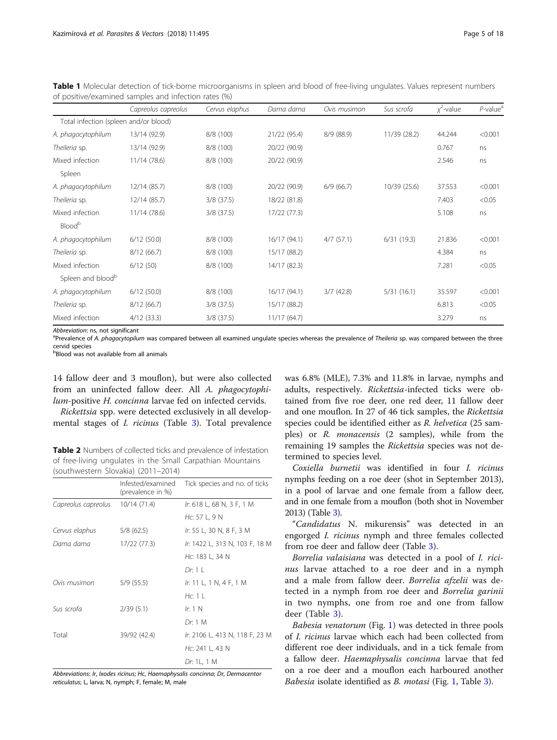**Table 1** Molecular detection of tick-borne microorganisms in spleen and blood of free-living ungulates. Values represent numbers of positive/examined samples and infection rates (%)

| | *Capreolus capreolus* | *Cervus elaphus* | *Dama dama* | *Ovis musimon* | *Sus scrofa* | $\chi^2$-value | *P*-value[a] |
|---|---|---|---|---|---|---|---|
| Total infection (spleen and/or blood) | | | | | | | |
| *A. phagocytophilum* | 13/14 (92.9) | 8/8 (100) | 21/22 (95.4) | 8/9 (88.9) | 11/39 (28.2) | 44.244 | <0.001 |
| *Theileria* sp. | 13/14 (92.9) | 8/8 (100) | 20/22 (90.9) | | | 0.767 | ns |
| Mixed infection | 11/14 (78.6) | 8/8 (100) | 20/22 (90.9) | | | 2.546 | ns |
| Spleen | | | | | | | |
| *A. phagocytophilum* | 12/14 (85.7) | 8/8 (100) | 20/22 (90.9) | 6/9 (66.7) | 10/39 (25.6) | 37.553 | <0.001 |
| *Theileria* sp. | 12/14 (85.7) | 3/8 (37.5) | 18/22 (81.8) | | | 7.403 | <0.05 |
| Mixed infection | 11/14 (78.6) | 3/8 (37.5) | 17/22 (77.3) | | | 5.108 | ns |
| Blood[b] | | | | | | | |
| *A. phagocytophilum* | 6/12 (50.0) | 8/8 (100) | 16/17 (94.1) | 4/7 (57.1) | 6/31 (19.3) | 21.836 | <0.001 |
| *Theileria* sp. | 8/12 (66.7) | 8/8 (100) | 15/17 (88.2) | | | 4.384 | ns |
| Mixed infection | 6/12 (50) | 8/8 (100) | 14/17 (82.3) | | | 7.281 | <0.05 |
| Spleen and blood[b] | | | | | | | |
| *A. phagocytophilum* | 6/12 (50.0) | 8/8 (100) | 16/17 (94.1) | 3/7 (42.8) | 5/31 (16.1) | 35.597 | <0.001 |
| *Theileria* sp. | 8/12 (66.7) | 3/8 (37.5) | 15/17 (88.2) | | | 6.813 | <0.05 |
| Mixed infection | 4/12 (33.3) | 3/8 (37.5) | 11/17 (64.7) | | | 3.279 | ns |

*Abbreviation*: ns, not significant
[a]Prevalence of *A. phagocytopilum* was compared between all examined ungulate species whereas the prevalence of *Theileria* sp. was compared between the three cervid species
[b]Blood was not available from all animals

14 fallow deer and 3 mouflon), but were also collected from an uninfected fallow deer. All *A. phagocytophilum*-positive *H. concinna* larvae fed on infected cervids.

*Rickettsia* spp. were detected exclusively in all developmental stages of *I. ricinus* (Table 3). Total prevalence was 6.8% (MLE), 7.3% and 11.8% in larvae, nymphs and adults, respectively. *Rickettsia*-infected ticks were obtained from five roe deer, one red deer, 11 fallow deer and one mouflon. In 27 of 46 tick samples, the *Rickettsia* species could be identified either as *R. helvetica* (25 samples) or *R. monacensis* (2 samples), while from the remaining 19 samples the *Rickettsia* species was not determined to species level.

**Table 2** Numbers of collected ticks and prevalence of infestation of free-living ungulates in the Small Carpathian Mountains (southwestern Slovakia) (2011–2014)

| | Infested/examined (prevalence in %) | Tick species and no. of ticks |
|---|---|---|
| *Capreolus capreolus* | 10/14 (71.4) | *Ir*: 618 L, 68 N, 3 F, 1 M |
| | | *Hc*: 57 L, 9 N |
| *Cervus elaphus* | 5/8 (62.5) | *Ir*: 55 L, 30 N, 8 F, 3 M |
| *Dama dama* | 17/22 (77.3) | *Ir*: 1422 L, 313 N, 103 F, 18 M |
| | | *Hc*: 183 L, 34 N |
| | | *Dr*: 1 L |
| *Ovis musimon* | 5/9 (55.5) | *Ir*: 11 L, 1 N, 4 F, 1 M |
| | | *Hc*: 1 L |
| *Sus scrofa* | 2/39 (5.1) | *Ir*: 1 N |
| | | *Dr*: 1 M |
| Total | 39/92 (42.4) | *Ir*: 2106 L, 413 N, 118 F, 23 M |
| | | *Hc*: 241 L, 43 N |
| | | *Dr*: 1L, 1 M |

*Abbreviations*: *Ir*, *Ixodes ricinus*; *Hc*, *Haemaphysalis concinna*; *Dr*, *Dermacentor reticulatus*; L, larva; N, nymph; F, female; M, male

*Coxiella burnetii* was identified in four *I. ricinus* nymphs feeding on a roe deer (shot in September 2013), in a pool of larvae and one female from a fallow deer, and in one female from a mouflon (both shot in November 2013) (Table 3).

"*Candidatus* N. mikurensis" was detected in an engorged *I. ricinus* nymph and three females collected from roe deer and fallow deer (Table 3).

*Borrelia valaisiana* was detected in a pool of *I. ricinus* larvae attached to a roe deer and in a nymph and a male from fallow deer. *Borrelia afzelii* was detected in a nymph from roe deer and *Borrelia garinii* in two nymphs, one from roe and one from fallow deer (Table 3).

*Babesia venatorum* (Fig. 1) was detected in three pools of *I. ricinus* larvae which each had been collected from different roe deer individuals, and in a tick female from a fallow deer. *Haemaphysalis concinna* larvae that fed on a roe deer and a mouflon each harboured another *Babesia* isolate identified as *B. motasi* (Fig. 1, Table 3).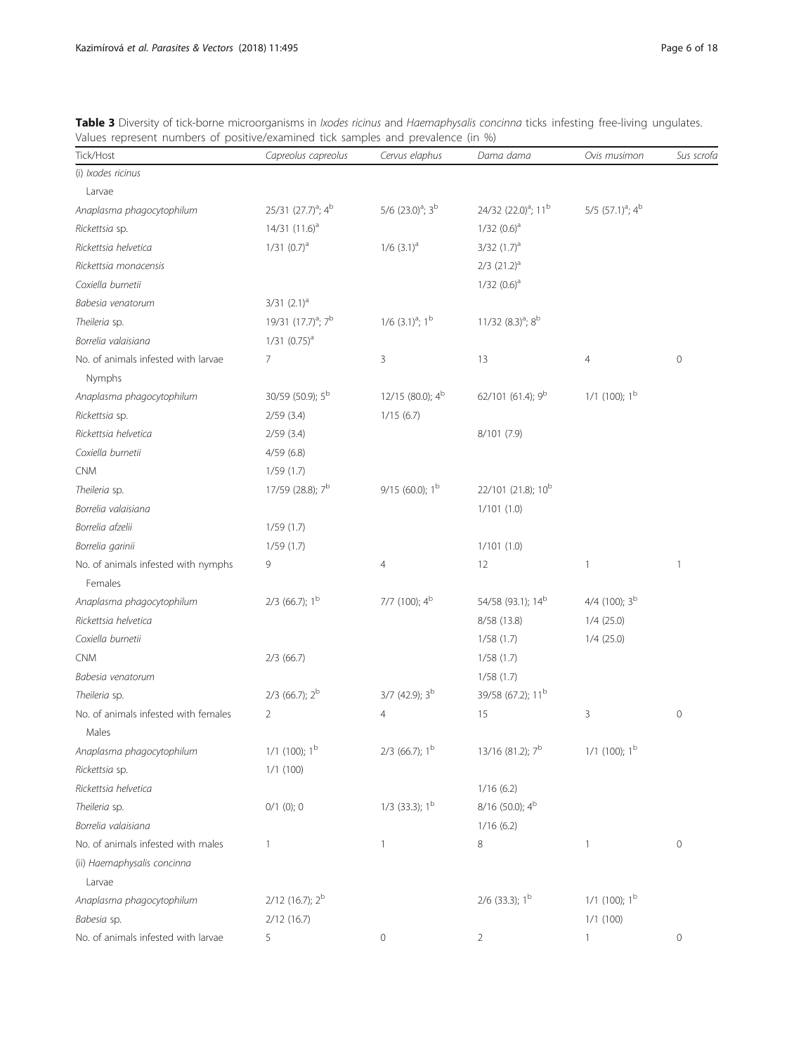**Table 3** Diversity of tick-borne microorganisms in *Ixodes ricinus* and *Haemaphysalis concinna* ticks infesting free-living ungulates. Values represent numbers of positive/examined tick samples and prevalence (in %)

| Tick/Host | *Capreolus capreolus* | *Cervus elaphus* | *Dama dama* | *Ovis musimon* | *Sus scrofa* |
|---|---|---|---|---|---|
| (i) *Ixodes ricinus* | | | | | |
| Larvae | | | | | |
| *Anaplasma phagocytophilum* | 25/31 (27.7)[a]; 4[b] | 5/6 (23.0)[a]; 3[b] | 24/32 (22.0)[a]; 11[b] | 5/5 (57.1)[a]; 4[b] | |
| *Rickettsia* sp. | 14/31 (11.6)[a] | | 1/32 (0.6)[a] | | |
| *Rickettsia helvetica* | 1/31 (0.7)[a] | 1/6 (3.1)[a] | 3/32 (1.7)[a] | | |
| *Rickettsia monacensis* | | | 2/3 (21.2)[a] | | |
| *Coxiella burnetii* | | | 1/32 (0.6)[a] | | |
| *Babesia venatorum* | 3/31 (2.1)[a] | | | | |
| *Theileria* sp. | 19/31 (17.7)[a]; 7[b] | 1/6 (3.1)[a]; 1[b] | 11/32 (8.3)[a]; 8[b] | | |
| *Borrelia valaisiana* | 1/31 (0.75)[a] | | | | |
| No. of animals infested with larvae | 7 | 3 | 13 | 4 | 0 |
| Nymphs | | | | | |
| *Anaplasma phagocytophilum* | 30/59 (50.9); 5[b] | 12/15 (80.0); 4[b] | 62/101 (61.4); 9[b] | 1/1 (100); 1[b] | |
| *Rickettsia* sp. | 2/59 (3.4) | 1/15 (6.7) | | | |
| *Rickettsia helvetica* | 2/59 (3.4) | | 8/101 (7.9) | | |
| *Coxiella burnetii* | 4/59 (6.8) | | | | |
| CNM | 1/59 (1.7) | | | | |
| *Theileria* sp. | 17/59 (28.8); 7[b] | 9/15 (60.0); 1[b] | 22/101 (21.8); 10[b] | | |
| *Borrelia valaisiana* | | | 1/101 (1.0) | | |
| *Borrelia afzelii* | 1/59 (1.7) | | | | |
| *Borrelia garinii* | 1/59 (1.7) | | 1/101 (1.0) | | |
| No. of animals infested with nymphs | 9 | 4 | 12 | 1 | 1 |
| Females | | | | | |
| *Anaplasma phagocytophilum* | 2/3 (66.7); 1[b] | 7/7 (100); 4[b] | 54/58 (93.1); 14[b] | 4/4 (100); 3[b] | |
| *Rickettsia helvetica* | | | 8/58 (13.8) | 1/4 (25.0) | |
| *Coxiella burnetii* | | | 1/58 (1.7) | 1/4 (25.0) | |
| CNM | 2/3 (66.7) | | 1/58 (1.7) | | |
| *Babesia venatorum* | | | 1/58 (1.7) | | |
| *Theileria* sp. | 2/3 (66.7); 2[b] | 3/7 (42.9); 3[b] | 39/58 (67.2); 11[b] | | |
| No. of animals infested with females | 2 | 4 | 15 | 3 | 0 |
| Males | | | | | |
| *Anaplasma phagocytophilum* | 1/1 (100); 1[b] | 2/3 (66.7); 1[b] | 13/16 (81.2); 7[b] | 1/1 (100); 1[b] | |
| *Rickettsia* sp. | 1/1 (100) | | | | |
| *Rickettsia helvetica* | | | 1/16 (6.2) | | |
| *Theileria* sp. | 0/1 (0); 0 | 1/3 (33.3); 1[b] | 8/16 (50.0); 4[b] | | |
| *Borrelia valaisiana* | | | 1/16 (6.2) | | |
| No. of animals infested with males | 1 | 1 | 8 | 1 | 0 |
| (ii) *Haemaphysalis concinna* | | | | | |
| Larvae | | | | | |
| *Anaplasma phagocytophilum* | 2/12 (16.7); 2[b] | | 2/6 (33.3); 1[b] | 1/1 (100); 1[b] | |
| *Babesia* sp. | 2/12 (16.7) | | | 1/1 (100) | |
| No. of animals infested with larvae | 5 | 0 | 2 | 1 | 0 |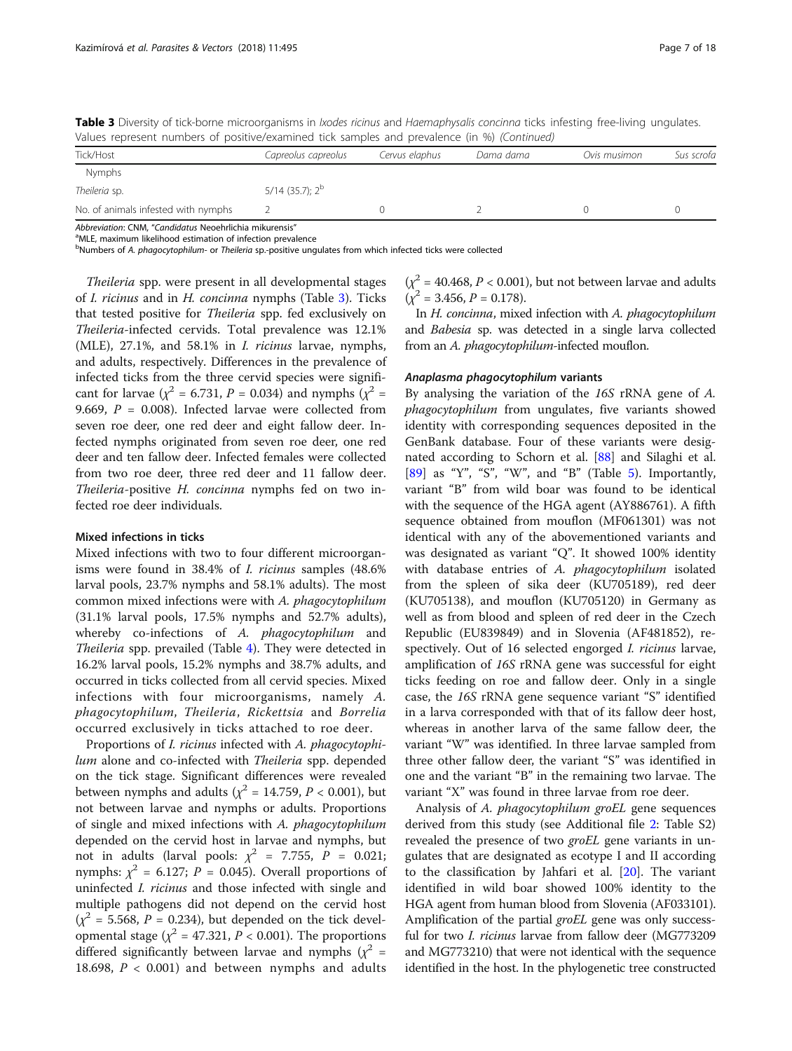**Table 3** Diversity of tick-borne microorganisms in *Ixodes ricinus* and *Haemaphysalis concinna* ticks infesting free-living ungulates. Values represent numbers of positive/examined tick samples and prevalence (in %) *(Continued)*

| Tick/Host | *Capreolus capreolus* | *Cervus elaphus* | *Dama dama* | *Ovis musimon* | *Sus scrofa* |
|---|---|---|---|---|---|
| Nymphs | | | | | |
| *Theileria* sp. | 5/14 (35.7); 2[b] | | | | |
| No. of animals infested with nymphs | 2 | 0 | 2 | 0 | 0 |

*Abbreviation*: CNM, "*Candidatus* Neoehrlichia mikurensis"

[a]MLE, maximum likelihood estimation of infection prevalence

[b]Numbers of *A. phagocytophilum*- or *Theileria* sp.-positive ungulates from which infected ticks were collected

*Theileria* spp. were present in all developmental stages of *I. ricinus* and in *H. concinna* nymphs (Table 3). Ticks that tested positive for *Theileria* spp. fed exclusively on *Theileria*-infected cervids. Total prevalence was 12.1% (MLE), 27.1%, and 58.1% in *I. ricinus* larvae, nymphs, and adults, respectively. Differences in the prevalence of infected ticks from the three cervid species were significant for larvae ($\chi^2$ = 6.731, $P$ = 0.034) and nymphs ($\chi^2$ = 9.669, $P$ = 0.008). Infected larvae were collected from seven roe deer, one red deer and eight fallow deer. Infected nymphs originated from seven roe deer, one red deer and ten fallow deer. Infected females were collected from two roe deer, three red deer and 11 fallow deer. *Theileria*-positive *H. concinna* nymphs fed on two infected roe deer individuals.

#### Mixed infections in ticks

Mixed infections with two to four different microorganisms were found in 38.4% of *I. ricinus* samples (48.6% larval pools, 23.7% nymphs and 58.1% adults). The most common mixed infections were with *A. phagocytophilum* (31.1% larval pools, 17.5% nymphs and 52.7% adults), whereby co-infections of *A. phagocytophilum* and *Theileria* spp. prevailed (Table 4). They were detected in 16.2% larval pools, 15.2% nymphs and 38.7% adults, and occurred in ticks collected from all cervid species. Mixed infections with four microorganisms, namely *A. phagocytophilum*, *Theileria*, *Rickettsia* and *Borrelia* occurred exclusively in ticks attached to roe deer.

Proportions of *I. ricinus* infected with *A. phagocytophilum* alone and co-infected with *Theileria* spp. depended on the tick stage. Significant differences were revealed between nymphs and adults ($\chi^2$ = 14.759, $P$ < 0.001), but not between larvae and nymphs or adults. Proportions of single and mixed infections with *A. phagocytophilum* depended on the cervid host in larvae and nymphs, but not in adults (larval pools: $\chi^2$ = 7.755, $P$ = 0.021; nymphs: $\chi^2$ = 6.127; $P$ = 0.045). Overall proportions of uninfected *I. ricinus* and those infected with single and multiple pathogens did not depend on the cervid host ($\chi^2$ = 5.568, $P$ = 0.234), but depended on the tick developmental stage ($\chi^2$ = 47.321, $P$ < 0.001). The proportions differed significantly between larvae and nymphs ($\chi^2$ = 18.698, $P$ < 0.001) and between nymphs and adults ($\chi^2$ = 40.468, $P$ < 0.001), but not between larvae and adults ($\chi^2$ = 3.456, $P$ = 0.178).

In *H. concinna*, mixed infection with *A. phagocytophilum* and *Babesia* sp. was detected in a single larva collected from an *A. phagocytophilum*-infected mouflon.

#### *Anaplasma phagocytophilum* variants

By analysing the variation of the *16S* rRNA gene of *A. phagocytophilum* from ungulates, five variants showed identity with corresponding sequences deposited in the GenBank database. Four of these variants were designated according to Schorn et al. [88] and Silaghi et al. [89] as "Y", "S", "W", and "B" (Table 5). Importantly, variant "B" from wild boar was found to be identical with the sequence of the HGA agent (AY886761). A fifth sequence obtained from mouflon (MF061301) was not identical with any of the abovementioned variants and was designated as variant "Q". It showed 100% identity with database entries of *A. phagocytophilum* isolated from the spleen of sika deer (KU705189), red deer (KU705138), and mouflon (KU705120) in Germany as well as from blood and spleen of red deer in the Czech Republic (EU839849) and in Slovenia (AF481852), respectively. Out of 16 selected engorged *I. ricinus* larvae, amplification of *16S* rRNA gene was successful for eight ticks feeding on roe and fallow deer. Only in a single case, the *16S* rRNA gene sequence variant "S" identified in a larva corresponded with that of its fallow deer host, whereas in another larva of the same fallow deer, the variant "W" was identified. In three larvae sampled from three other fallow deer, the variant "S" was identified in one and the variant "B" in the remaining two larvae. The variant "X" was found in three larvae from roe deer.

Analysis of *A. phagocytophilum groEL* gene sequences derived from this study (see Additional file 2: Table S2) revealed the presence of two *groEL* gene variants in ungulates that are designated as ecotype I and II according to the classification by Jahfari et al. [20]. The variant identified in wild boar showed 100% identity to the HGA agent from human blood from Slovenia (AF033101). Amplification of the partial *groEL* gene was only successful for two *I. ricinus* larvae from fallow deer (MG773209 and MG773210) that were not identical with the sequence identified in the host. In the phylogenetic tree constructed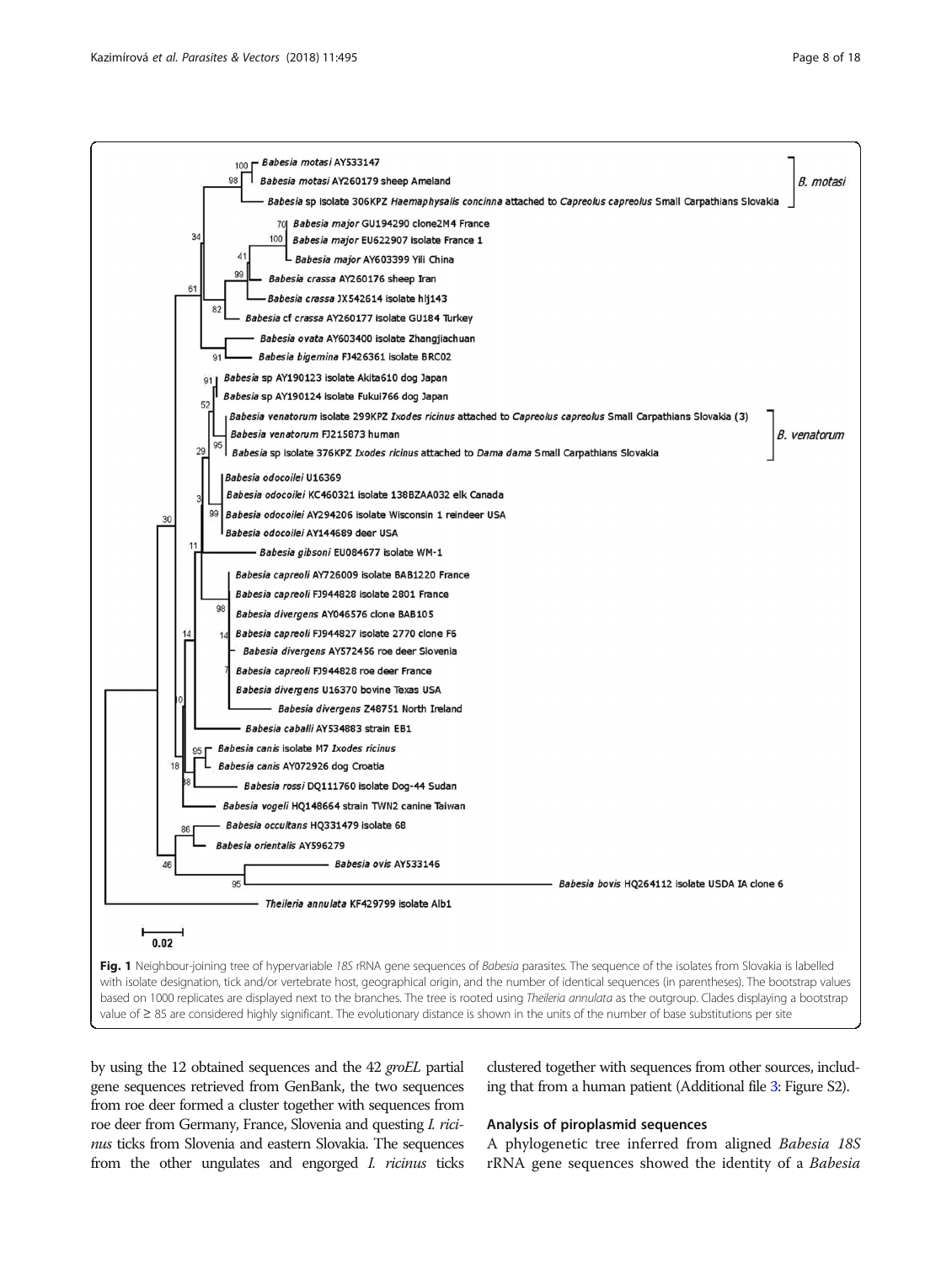Babesia motasi AY533147
Babesia motasi AY260179 sheep Ameland
Babesia sp isolate 306KPZ *Haemaphysalis concinna* attached to *Capreolus capreolus* Small Carpathians Slovakia
B. motasi
Babesia major GU194290 clone2M4 France
Babesia major EU622907 isolate France 1
Babesia major AY603399 Yili China
Babesia crassa AY260176 sheep Iran
Babesia crassa JX542614 isolate hlj143
Babesia cf crassa AY260177 isolate GU184 Turkey
Babesia ovata AY603400 isolate Zhangjiachuan
Babesia bigemina FJ426361 isolate BRC02
Babesia sp AY190123 isolate Akita610 dog Japan
Babesia sp AY190124 isolate Fukui766 dog Japan
Babesia venatorum isolate 299KPZ *Ixodes ricinus* attached to *Capreolus capreolus* Small Carpathians Slovakia (3)
Babesia venatorum FJ215873 human
Babesia sp isolate 376KPZ *Ixodes ricinus* attached to *Dama dama* Small Carpathians Slovakia
B. venatorum
Babesia odocoilei U16369
Babesia odocoilei KC460321 isolate 138BZAA032 elk Canada
Babesia odocoilei AY294206 isolate Wisconsin 1 reindeer USA
Babesia odocoilei AY144689 deer USA
Babesia gibsoni EU084677 isolate WM-1
Babesia capreoli AY726009 isolate BAB1220 France
Babesia capreoli FJ944828 isolate 2801 France
Babesia divergens AY046576 clone BAB105
Babesia capreoli FJ944827 isolate 2770 clone F6
Babesia divergens AY572456 roe deer Slovenia
Babesia capreoli FJ944828 roe deer France
Babesia divergens U16370 bovine Texas USA
Babesia divergens Z48751 North Ireland
Babesia caballi AY534883 strain EB1
Babesia canis isolate M7 *Ixodes ricinus*
Babesia canis AY072926 dog Croatia
Babesia rossi DQ111760 isolate Dog-44 Sudan
Babesia vogeli HQ148664 strain TWN2 canine Taiwan
Babesia occultans HQ331479 isolate 68
Babesia orientalis AY596279
Babesia ovis AY533146
Babesia bovis HQ264112 isolate USDA IA clone 6
Theileria annulata KF429799 isolate Alb1
0.02

**Fig. 1** Neighbour-joining tree of hypervariable *18S* rRNA gene sequences of *Babesia* parasites. The sequence of the isolates from Slovakia is labelled with isolate designation, tick and/or vertebrate host, geographical origin, and the number of identical sequences (in parentheses). The bootstrap values based on 1000 replicates are displayed next to the branches. The tree is rooted using *Theileria annulata* as the outgroup. Clades displaying a bootstrap value of ≥ 85 are considered highly significant. The evolutionary distance is shown in the units of the number of base substitutions per site

by using the 12 obtained sequences and the 42 *groEL* partial gene sequences retrieved from GenBank, the two sequences from roe deer formed a cluster together with sequences from roe deer from Germany, France, Slovenia and questing *I. ricinus* ticks from Slovenia and eastern Slovakia. The sequences from the other ungulates and engorged *I. ricinus* ticks clustered together with sequences from other sources, including that from a human patient (Additional file 3: Figure S2).

### Analysis of piroplasmid sequences

A phylogenetic tree inferred from aligned *Babesia 18S* rRNA gene sequences showed the identity of a *Babesia*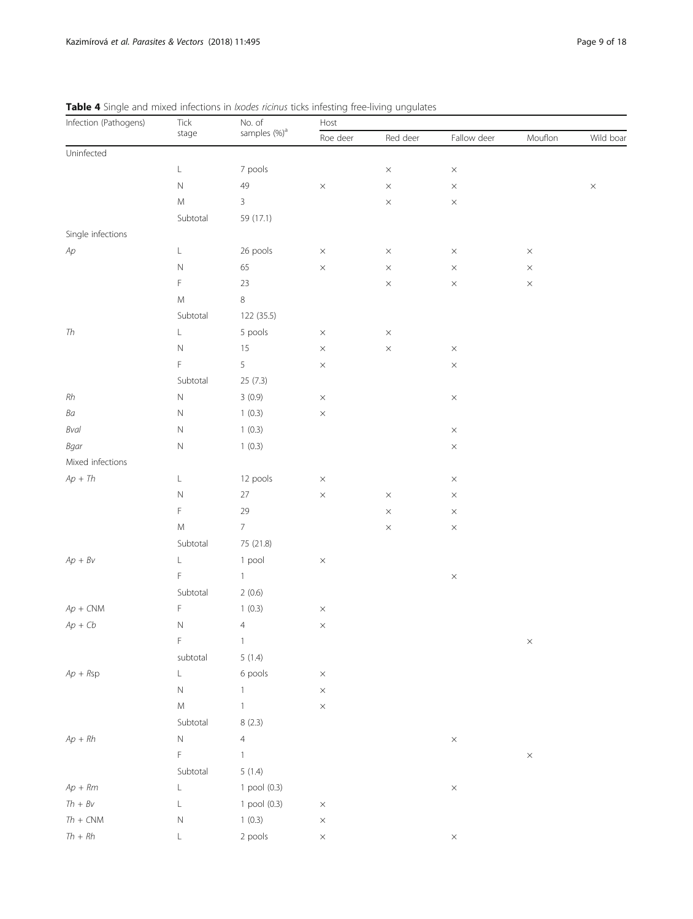**Table 4** Single and mixed infections in *Ixodes ricinus* ticks infesting free-living ungulates

| Infection (Pathogens) | Tick stage | No. of samples (%)[a] | Host | | | | |
|---|---|---|---|---|---|---|---|
| | | | Roe deer | Red deer | Fallow deer | Mouflon | Wild boar |
| Uninfected | | | | | | | |
| | L | 7 pools | | × | × | | |
| | N | 49 | × | × | × | | × |
| | M | 3 | | × | × | | |
| | Subtotal | 59 (17.1) | | | | | |
| Single infections | | | | | | | |
| *Ap* | L | 26 pools | × | × | × | × | |
| | N | 65 | × | × | × | × | |
| | F | 23 | | × | × | × | |
| | M | 8 | | | | | |
| | Subtotal | 122 (35.5) | | | | | |
| *Th* | L | 5 pools | × | × | | | |
| | N | 15 | × | × | × | | |
| | F | 5 | × | | × | | |
| | Subtotal | 25 (7.3) | | | | | |
| *Rh* | N | 3 (0.9) | × | | × | | |
| *Ba* | N | 1 (0.3) | × | | | | |
| *Bval* | N | 1 (0.3) | | | × | | |
| *Bgar* | N | 1 (0.3) | | | × | | |
| Mixed infections | | | | | | | |
| *Ap* + *Th* | L | 12 pools | × | | × | | |
| | N | 27 | × | × | × | | |
| | F | 29 | | × | × | | |
| | M | 7 | | × | × | | |
| | Subtotal | 75 (21.8) | | | | | |
| *Ap* + *Bv* | L | 1 pool | × | | | | |
| | F | 1 | | | × | | |
| | Subtotal | 2 (0.6) | | | | | |
| *Ap* + CNM | F | 1 (0.3) | × | | | | |
| *Ap* + *Cb* | N | 4 | × | | | | |
| | F | 1 | | | | × | |
| | subtotal | 5 (1.4) | | | | | |
| *Ap* + *R*sp | L | 6 pools | × | | | | |
| | N | 1 | × | | | | |
| | M | 1 | × | | | | |
| | Subtotal | 8 (2.3) | | | | | |
| *Ap* + *Rh* | N | 4 | | | × | | |
| | F | 1 | | | | × | |
| | Subtotal | 5 (1.4) | | | | | |
| *Ap* + *Rm* | L | 1 pool (0.3) | | | × | | |
| *Th* + *Bv* | L | 1 pool (0.3) | × | | | | |
| *Th* + CNM | N | 1 (0.3) | × | | | | |
| *Th* + *Rh* | L | 2 pools | × | | × | | |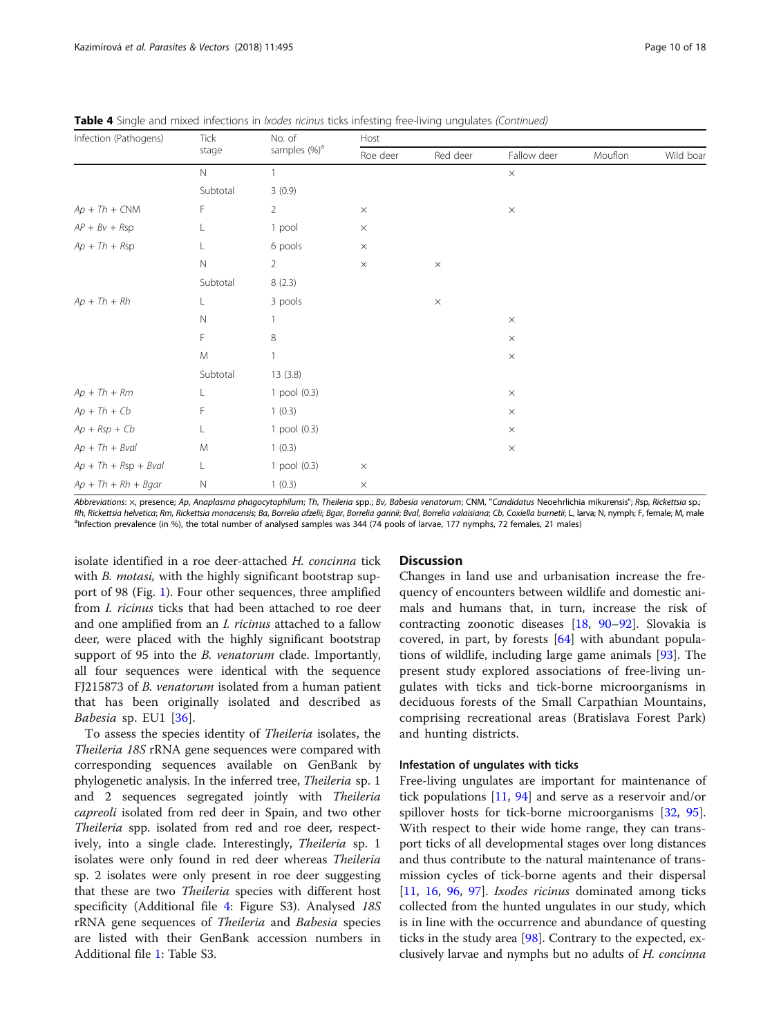**Table 4** Single and mixed infections in *Ixodes ricinus* ticks infesting free-living ungulates *(Continued)*

| Infection (Pathogens) | Tick stage | No. of samples (%)[a] | Host | | | | |
|---|---|---|---|---|---|---|---|
| | | | Roe deer | Red deer | Fallow deer | Mouflon | Wild boar |
| | N | 1 | | | × | | |
| | Subtotal | 3 (0.9) | | | | | |
| *Ap* + *Th* + CNM | F | 2 | × | | × | | |
| *AP* + *Bv* + *Rsp* | L | 1 pool | × | | | | |
| *Ap* + *Th* + *Rsp* | L | 6 pools | × | | | | |
| | N | 2 | × | × | | | |
| | Subtotal | 8 (2.3) | | | | | |
| *Ap* + *Th* + *Rh* | L | 3 pools | | × | | | |
| | N | 1 | | | × | | |
| | F | 8 | | | × | | |
| | M | 1 | | | × | | |
| | Subtotal | 13 (3.8) | | | | | |
| *Ap* + *Th* + *Rm* | L | 1 pool (0.3) | | | × | | |
| *Ap* + *Th* + *Cb* | F | 1 (0.3) | | | × | | |
| *Ap* + *Rsp* + *Cb* | L | 1 pool (0.3) | | | × | | |
| *Ap* + *Th* + *Bval* | M | 1 (0.3) | | | × | | |
| *Ap* + *Th* + *Rsp* + *Bval* | L | 1 pool (0.3) | × | | | | |
| *Ap* + *Th* + *Rh* + *Bgar* | N | 1 (0.3) | × | | | | |

*Abbreviations*: ×, presence; *Ap*, *Anaplasma phagocytophilum*; *Th*, *Theileria* spp.; *Bv*, *Babesia venatorum*; CNM, "*Candidatus* Neoehrlichia mikurensis"; *Rsp*, *Rickettsia* sp.; *Rh*, *Rickettsia helvetica*; *Rm*, *Rickettsia monacensis*; *Ba*, *Borrelia afzelii*; *Bgar*, *Borrelia garinii*; *Bval*, *Borrelia valaisiana*; *Cb*, *Coxiella burnetii*; L, larva; N, nymph; F, female; M, male

[a]Infection prevalence (in %), the total number of analysed samples was 344 (74 pools of larvae, 177 nymphs, 72 females, 21 males)

isolate identified in a roe deer-attached *H. concinna* tick with *B. motasi*, with the highly significant bootstrap support of 98 (Fig. 1). Four other sequences, three amplified from *I. ricinus* ticks that had been attached to roe deer and one amplified from an *I. ricinus* attached to a fallow deer, were placed with the highly significant bootstrap support of 95 into the *B. venatorum* clade. Importantly, all four sequences were identical with the sequence FJ215873 of *B. venatorum* isolated from a human patient that has been originally isolated and described as *Babesia* sp. EU1 [36].

To assess the species identity of *Theileria* isolates, the *Theileria 18S* rRNA gene sequences were compared with corresponding sequences available on GenBank by phylogenetic analysis. In the inferred tree, *Theileria* sp. 1 and 2 sequences segregated jointly with *Theileria capreoli* isolated from red deer in Spain, and two other *Theileria* spp. isolated from red and roe deer, respectively, into a single clade. Interestingly, *Theileria* sp. 1 isolates were only found in red deer whereas *Theileria* sp. 2 isolates were only present in roe deer suggesting that these are two *Theileria* species with different host specificity (Additional file 4: Figure S3). Analysed *18S* rRNA gene sequences of *Theileria* and *Babesia* species are listed with their GenBank accession numbers in Additional file 1: Table S3.

## Discussion

Changes in land use and urbanisation increase the frequency of encounters between wildlife and domestic animals and humans that, in turn, increase the risk of contracting zoonotic diseases [18, 90–92]. Slovakia is covered, in part, by forests [64] with abundant populations of wildlife, including large game animals [93]. The present study explored associations of free-living ungulates with ticks and tick-borne microorganisms in deciduous forests of the Small Carpathian Mountains, comprising recreational areas (Bratislava Forest Park) and hunting districts.

### Infestation of ungulates with ticks

Free-living ungulates are important for maintenance of tick populations [11, 94] and serve as a reservoir and/or spillover hosts for tick-borne microorganisms [32, 95]. With respect to their wide home range, they can transport ticks of all developmental stages over long distances and thus contribute to the natural maintenance of transmission cycles of tick-borne agents and their dispersal [11, 16, 96, 97]. *Ixodes ricinus* dominated among ticks collected from the hunted ungulates in our study, which is in line with the occurrence and abundance of questing ticks in the study area [98]. Contrary to the expected, exclusively larvae and nymphs but no adults of *H. concinna*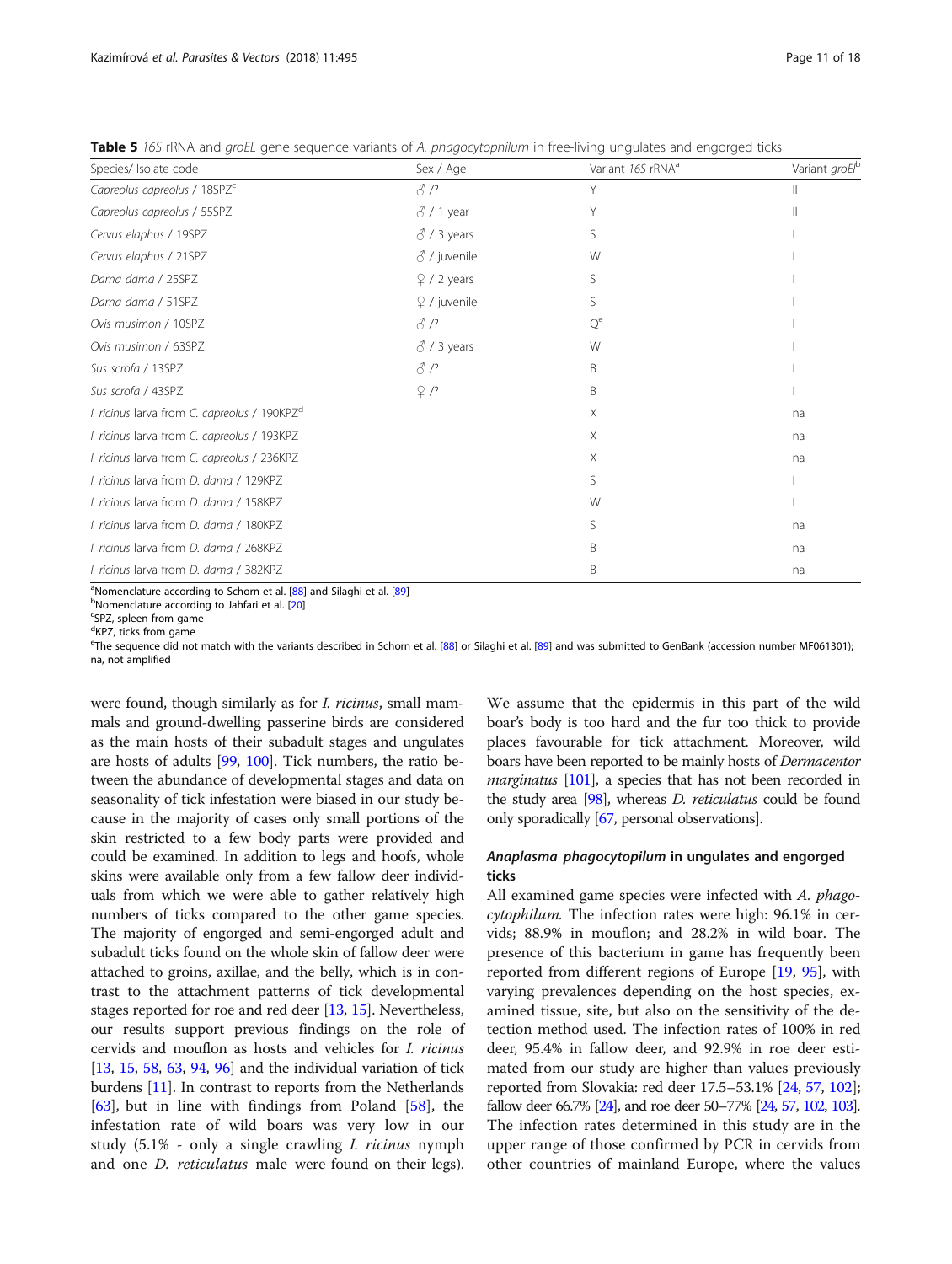**Table 5** *16S* rRNA and *groEL* gene sequence variants of *A. phagocytophilum* in free-living ungulates and engorged ticks

| Species/ Isolate code | Sex / Age | Variant *16S* rRNA[a] | Variant *groEl*[b] |
|---|---|---|---|
| *Capreolus capreolus* / 18SPZ[c] | ♂ /? | Y | II |
| *Capreolus capreolus* / 55SPZ | ♂ / 1 year | Y | II |
| *Cervus elaphus* / 19SPZ | ♂ / 3 years | S | I |
| *Cervus elaphus* / 21SPZ | ♂ / juvenile | W | I |
| *Dama dama* / 25SPZ | ♀ / 2 years | S | I |
| *Dama dama* / 51SPZ | ♀ / juvenile | S | I |
| *Ovis musimon* / 10SPZ | ♂ /? | Q[e] | I |
| *Ovis musimon* / 63SPZ | ♂ / 3 years | W | I |
| *Sus scrofa* / 13SPZ | ♂ /? | B | I |
| *Sus scrofa* / 43SPZ | ♀ /? | B | I |
| *I. ricinus* larva from *C. capreolus* / 190KPZ[d] | | X | na |
| *I. ricinus* larva from *C. capreolus* / 193KPZ | | X | na |
| *I. ricinus* larva from *C. capreolus* / 236KPZ | | X | na |
| *I. ricinus* larva from *D. dama* / 129KPZ | | S | I |
| *I. ricinus* larva from *D. dama* / 158KPZ | | W | I |
| *I. ricinus* larva from *D. dama* / 180KPZ | | S | na |
| *I. ricinus* larva from *D. dama* / 268KPZ | | B | na |
| *I. ricinus* larva from *D. dama* / 382KPZ | | B | na |

[a]Nomenclature according to Schorn et al. [88] and Silaghi et al. [89]
[b]Nomenclature according to Jahfari et al. [20]
[c]SPZ, spleen from game
[d]KPZ, ticks from game
[e]The sequence did not match with the variants described in Schorn et al. [88] or Silaghi et al. [89] and was submitted to GenBank (accession number MF061301); na, not amplified

were found, though similarly as for *I. ricinus*, small mammals and ground-dwelling passerine birds are considered as the main hosts of their subadult stages and ungulates are hosts of adults [99, 100]. Tick numbers, the ratio between the abundance of developmental stages and data on seasonality of tick infestation were biased in our study because in the majority of cases only small portions of the skin restricted to a few body parts were provided and could be examined. In addition to legs and hoofs, whole skins were available only from a few fallow deer individuals from which we were able to gather relatively high numbers of ticks compared to the other game species. The majority of engorged and semi-engorged adult and subadult ticks found on the whole skin of fallow deer were attached to groins, axillae, and the belly, which is in contrast to the attachment patterns of tick developmental stages reported for roe and red deer [13, 15]. Nevertheless, our results support previous findings on the role of cervids and mouflon as hosts and vehicles for *I. ricinus* [13, 15, 58, 63, 94, 96] and the individual variation of tick burdens [11]. In contrast to reports from the Netherlands [63], but in line with findings from Poland [58], the infestation rate of wild boars was very low in our study (5.1% - only a single crawling *I. ricinus* nymph and one *D. reticulatus* male were found on their legs). We assume that the epidermis in this part of the wild boar's body is too hard and the fur too thick to provide places favourable for tick attachment. Moreover, wild boars have been reported to be mainly hosts of *Dermacentor marginatus* [101], a species that has not been recorded in the study area [98], whereas *D. reticulatus* could be found only sporadically [67, personal observations].

### *Anaplasma phagocytophilum* in ungulates and engorged ticks

All examined game species were infected with *A. phagocytophilum*. The infection rates were high: 96.1% in cervids; 88.9% in mouflon; and 28.2% in wild boar. The presence of this bacterium in game has frequently been reported from different regions of Europe [19, 95], with varying prevalences depending on the host species, examined tissue, site, but also on the sensitivity of the detection method used. The infection rates of 100% in red deer, 95.4% in fallow deer, and 92.9% in roe deer estimated from our study are higher than values previously reported from Slovakia: red deer 17.5–53.1% [24, 57, 102]; fallow deer 66.7% [24], and roe deer 50–77% [24, 57, 102, 103]. The infection rates determined in this study are in the upper range of those confirmed by PCR in cervids from other countries of mainland Europe, where the values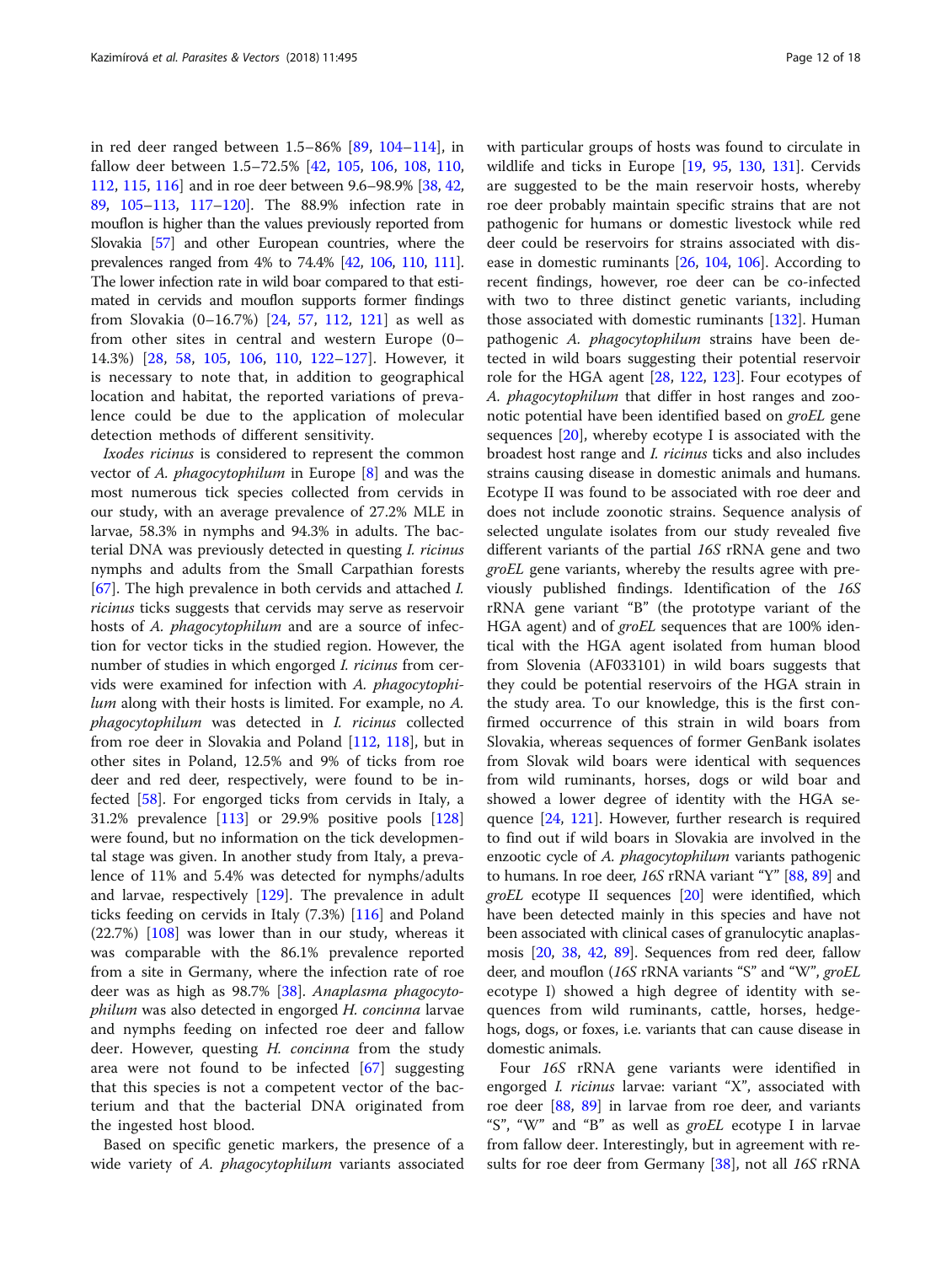in red deer ranged between 1.5–86% [89, 104–114], in fallow deer between 1.5–72.5% [42, 105, 106, 108, 110, 112, 115, 116] and in roe deer between 9.6–98.9% [38, 42, 89, 105–113, 117–120]. The 88.9% infection rate in mouflon is higher than the values previously reported from Slovakia [57] and other European countries, where the prevalences ranged from 4% to 74.4% [42, 106, 110, 111]. The lower infection rate in wild boar compared to that estimated in cervids and mouflon supports former findings from Slovakia (0–16.7%) [24, 57, 112, 121] as well as from other sites in central and western Europe (0–14.3%) [28, 58, 105, 106, 110, 122–127]. However, it is necessary to note that, in addition to geographical location and habitat, the reported variations of prevalence could be due to the application of molecular detection methods of different sensitivity.

*Ixodes ricinus* is considered to represent the common vector of *A. phagocytophilum* in Europe [8] and was the most numerous tick species collected from cervids in our study, with an average prevalence of 27.2% MLE in larvae, 58.3% in nymphs and 94.3% in adults. The bacterial DNA was previously detected in questing *I. ricinus* nymphs and adults from the Small Carpathian forests [67]. The high prevalence in both cervids and attached *I. ricinus* ticks suggests that cervids may serve as reservoir hosts of *A. phagocytophilum* and are a source of infection for vector ticks in the studied region. However, the number of studies in which engorged *I. ricinus* from cervids were examined for infection with *A. phagocytophilum* along with their hosts is limited. For example, no *A. phagocytophilum* was detected in *I. ricinus* collected from roe deer in Slovakia and Poland [112, 118], but in other sites in Poland, 12.5% and 9% of ticks from roe deer and red deer, respectively, were found to be infected [58]. For engorged ticks from cervids in Italy, a 31.2% prevalence [113] or 29.9% positive pools [128] were found, but no information on the tick developmental stage was given. In another study from Italy, a prevalence of 11% and 5.4% was detected for nymphs/adults and larvae, respectively [129]. The prevalence in adult ticks feeding on cervids in Italy (7.3%) [116] and Poland (22.7%) [108] was lower than in our study, whereas it was comparable with the 86.1% prevalence reported from a site in Germany, where the infection rate of roe deer was as high as 98.7% [38]. *Anaplasma phagocytophilum* was also detected in engorged *H. concinna* larvae and nymphs feeding on infected roe deer and fallow deer. However, questing *H. concinna* from the study area were not found to be infected [67] suggesting that this species is not a competent vector of the bacterium and that the bacterial DNA originated from the ingested host blood.

Based on specific genetic markers, the presence of a wide variety of *A. phagocytophilum* variants associated with particular groups of hosts was found to circulate in wildlife and ticks in Europe [19, 95, 130, 131]. Cervids are suggested to be the main reservoir hosts, whereby roe deer probably maintain specific strains that are not pathogenic for humans or domestic livestock while red deer could be reservoirs for strains associated with disease in domestic ruminants [26, 104, 106]. According to recent findings, however, roe deer can be co-infected with two to three distinct genetic variants, including those associated with domestic ruminants [132]. Human pathogenic *A. phagocytophilum* strains have been detected in wild boars suggesting their potential reservoir role for the HGA agent [28, 122, 123]. Four ecotypes of *A. phagocytophilum* that differ in host ranges and zoonotic potential have been identified based on *groEL* gene sequences [20], whereby ecotype I is associated with the broadest host range and *I. ricinus* ticks and also includes strains causing disease in domestic animals and humans. Ecotype II was found to be associated with roe deer and does not include zoonotic strains. Sequence analysis of selected ungulate isolates from our study revealed five different variants of the partial *16S* rRNA gene and two *groEL* gene variants, whereby the results agree with previously published findings. Identification of the *16S* rRNA gene variant "B" (the prototype variant of the HGA agent) and of *groEL* sequences that are 100% identical with the HGA agent isolated from human blood from Slovenia (AF033101) in wild boars suggests that they could be potential reservoirs of the HGA strain in the study area. To our knowledge, this is the first confirmed occurrence of this strain in wild boars from Slovakia, whereas sequences of former GenBank isolates from Slovak wild boars were identical with sequences from wild ruminants, horses, dogs or wild boar and showed a lower degree of identity with the HGA sequence [24, 121]. However, further research is required to find out if wild boars in Slovakia are involved in the enzootic cycle of *A. phagocytophilum* variants pathogenic to humans. In roe deer, *16S* rRNA variant "Y" [88, 89] and *groEL* ecotype II sequences [20] were identified, which have been detected mainly in this species and have not been associated with clinical cases of granulocytic anaplasmosis [20, 38, 42, 89]. Sequences from red deer, fallow deer, and mouflon (*16S* rRNA variants "S" and "W", *groEL* ecotype I) showed a high degree of identity with sequences from wild ruminants, cattle, horses, hedgehogs, dogs, or foxes, i.e. variants that can cause disease in domestic animals.

Four *16S* rRNA gene variants were identified in engorged *I. ricinus* larvae: variant "X", associated with roe deer [88, 89] in larvae from roe deer, and variants "S", "W" and "B" as well as *groEL* ecotype I in larvae from fallow deer. Interestingly, but in agreement with results for roe deer from Germany [38], not all *16S* rRNA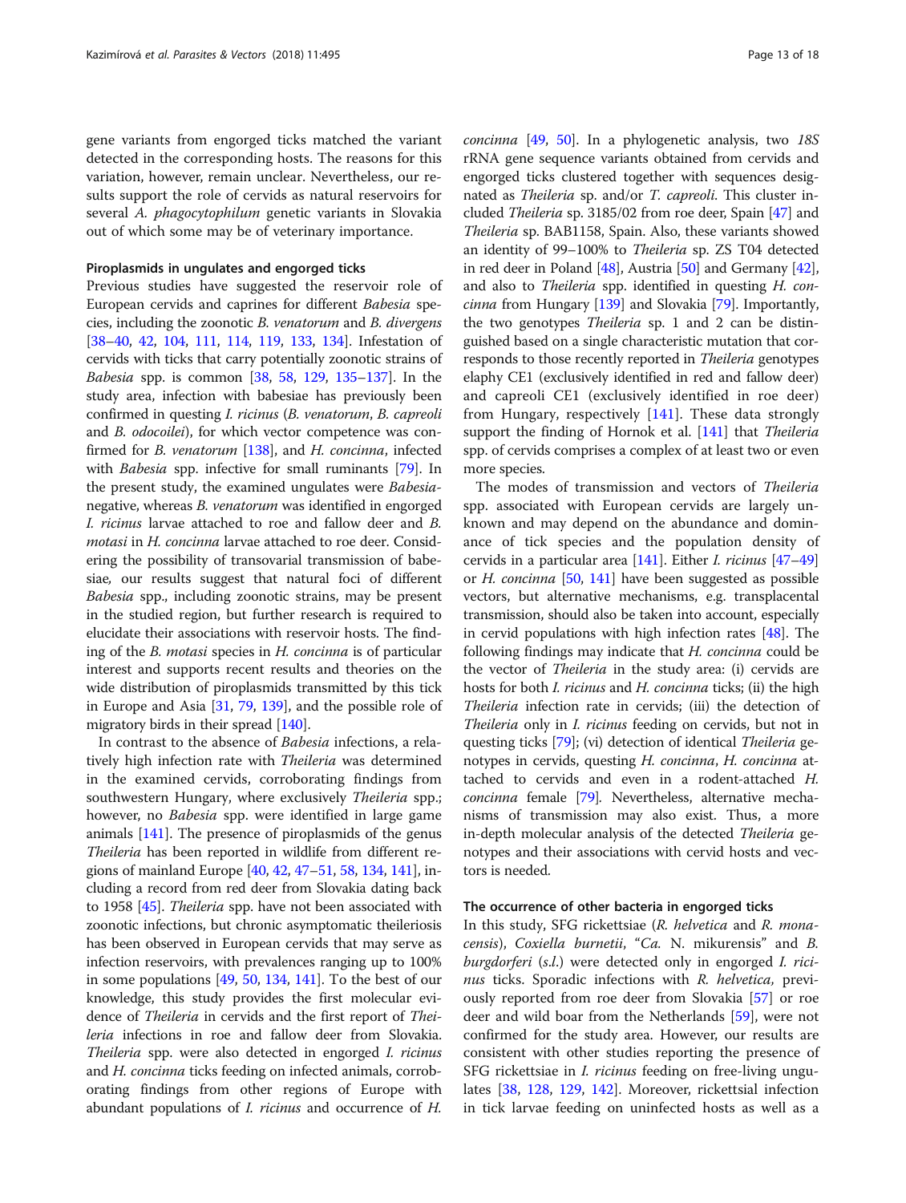gene variants from engorged ticks matched the variant detected in the corresponding hosts. The reasons for this variation, however, remain unclear. Nevertheless, our results support the role of cervids as natural reservoirs for several *A. phagocytophilum* genetic variants in Slovakia out of which some may be of veterinary importance.

#### Piroplasmids in ungulates and engorged ticks

Previous studies have suggested the reservoir role of European cervids and caprines for different *Babesia* species, including the zoonotic *B. venatorum* and *B. divergens* [38–40, 42, 104, 111, 114, 119, 133, 134]. Infestation of cervids with ticks that carry potentially zoonotic strains of *Babesia* spp. is common [38, 58, 129, 135–137]. In the study area, infection with babesiae has previously been confirmed in questing *I. ricinus* (*B. venatorum*, *B. capreoli* and *B. odocoilei*), for which vector competence was confirmed for *B. venatorum* [138], and *H. concinna*, infected with *Babesia* spp. infective for small ruminants [79]. In the present study, the examined ungulates were *Babesia*-negative, whereas *B. venatorum* was identified in engorged *I. ricinus* larvae attached to roe and fallow deer and *B. motasi* in *H. concinna* larvae attached to roe deer. Considering the possibility of transovarial transmission of babesiae, our results suggest that natural foci of different *Babesia* spp., including zoonotic strains, may be present in the studied region, but further research is required to elucidate their associations with reservoir hosts. The finding of the *B. motasi* species in *H. concinna* is of particular interest and supports recent results and theories on the wide distribution of piroplasmids transmitted by this tick in Europe and Asia [31, 79, 139], and the possible role of migratory birds in their spread [140].

In contrast to the absence of *Babesia* infections, a relatively high infection rate with *Theileria* was determined in the examined cervids, corroborating findings from southwestern Hungary, where exclusively *Theileria* spp.; however, no *Babesia* spp. were identified in large game animals [141]. The presence of piroplasmids of the genus *Theileria* has been reported in wildlife from different regions of mainland Europe [40, 42, 47–51, 58, 134, 141], including a record from red deer from Slovakia dating back to 1958 [45]. *Theileria* spp. have not been associated with zoonotic infections, but chronic asymptomatic theileriosis has been observed in European cervids that may serve as infection reservoirs, with prevalences ranging up to 100% in some populations [49, 50, 134, 141]. To the best of our knowledge, this study provides the first molecular evidence of *Theileria* in cervids and the first report of *Theileria* infections in roe and fallow deer from Slovakia. *Theileria* spp. were also detected in engorged *I. ricinus* and *H. concinna* ticks feeding on infected animals, corroborating findings from other regions of Europe with abundant populations of *I. ricinus* and occurrence of *H. concinna* [49, 50]. In a phylogenetic analysis, two *18S* rRNA gene sequence variants obtained from cervids and engorged ticks clustered together with sequences designated as *Theileria* sp. and/or *T. capreoli*. This cluster included *Theileria* sp. 3185/02 from roe deer, Spain [47] and *Theileria* sp. BAB1158, Spain. Also, these variants showed an identity of 99–100% to *Theileria* sp. ZS T04 detected in red deer in Poland [48], Austria [50] and Germany [42], and also to *Theileria* spp. identified in questing *H. concinna* from Hungary [139] and Slovakia [79]. Importantly, the two genotypes *Theileria* sp. 1 and 2 can be distinguished based on a single characteristic mutation that corresponds to those recently reported in *Theileria* genotypes elaphy CE1 (exclusively identified in red and fallow deer) and capreoli CE1 (exclusively identified in roe deer) from Hungary, respectively [141]. These data strongly support the finding of Hornok et al. [141] that *Theileria* spp. of cervids comprises a complex of at least two or even more species.

The modes of transmission and vectors of *Theileria* spp. associated with European cervids are largely unknown and may depend on the abundance and dominance of tick species and the population density of cervids in a particular area [141]. Either *I. ricinus* [47–49] or *H. concinna* [50, 141] have been suggested as possible vectors, but alternative mechanisms, e.g. transplacental transmission, should also be taken into account, especially in cervid populations with high infection rates [48]. The following findings may indicate that *H. concinna* could be the vector of *Theileria* in the study area: (i) cervids are hosts for both *I. ricinus* and *H. concinna* ticks; (ii) the high *Theileria* infection rate in cervids; (iii) the detection of *Theileria* only in *I. ricinus* feeding on cervids, but not in questing ticks [79]; (vi) detection of identical *Theileria* genotypes in cervids, questing *H. concinna*, *H. concinna* attached to cervids and even in a rodent-attached *H. concinna* female [79]. Nevertheless, alternative mechanisms of transmission may also exist. Thus, a more in-depth molecular analysis of the detected *Theileria* genotypes and their associations with cervid hosts and vectors is needed.

#### The occurrence of other bacteria in engorged ticks

In this study, SFG rickettsiae (*R. helvetica* and *R. monacensis*), *Coxiella burnetii*, "*Ca.* N. mikurensis" and *B. burgdorferi* (*s.l.*) were detected only in engorged *I. ricinus* ticks. Sporadic infections with *R. helvetica*, previously reported from roe deer from Slovakia [57] or roe deer and wild boar from the Netherlands [59], were not confirmed for the study area. However, our results are consistent with other studies reporting the presence of SFG rickettsiae in *I. ricinus* feeding on free-living ungulates [38, 128, 129, 142]. Moreover, rickettsial infection in tick larvae feeding on uninfected hosts as well as a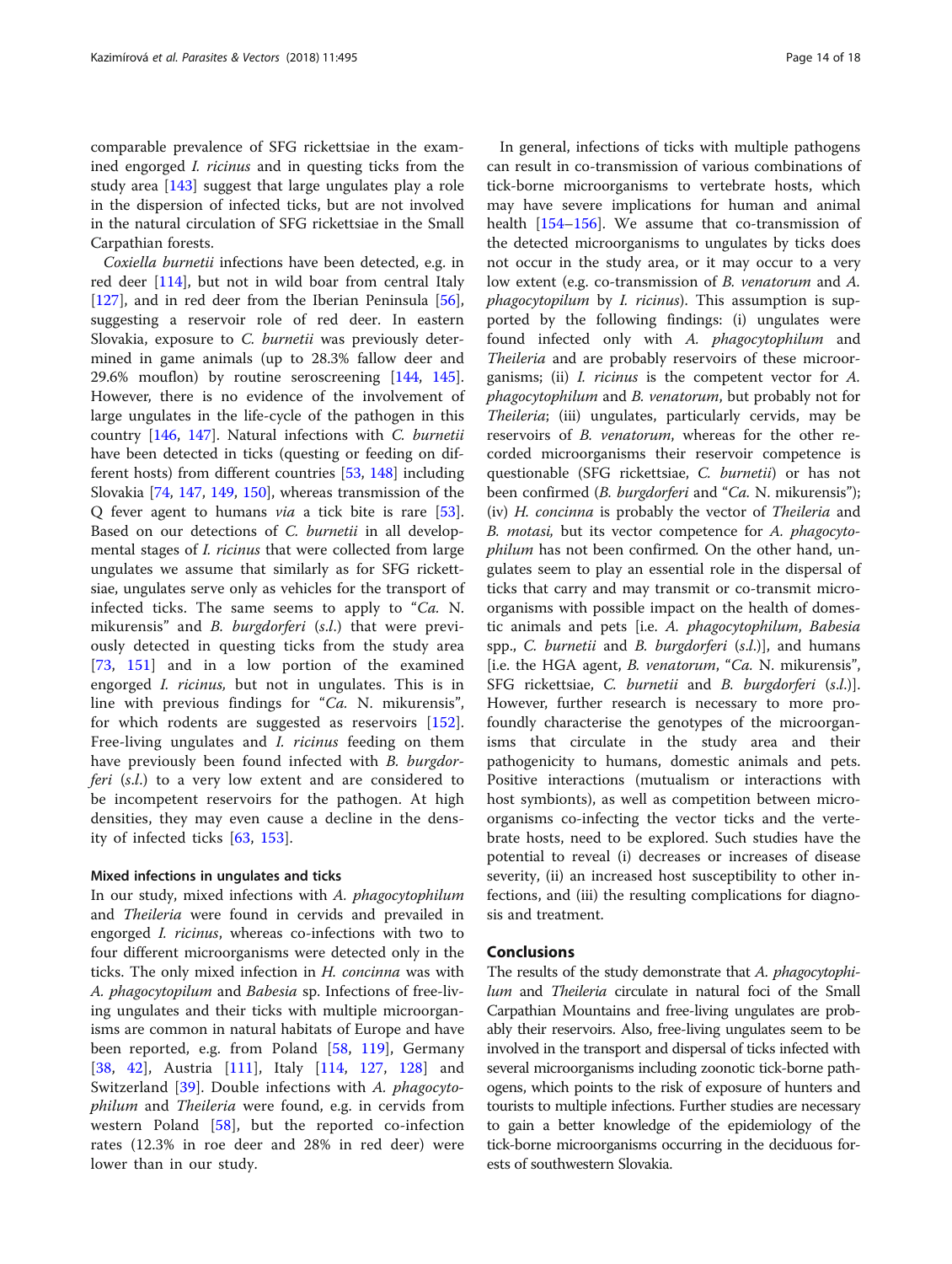comparable prevalence of SFG rickettsiae in the examined engorged *I. ricinus* and in questing ticks from the study area [143] suggest that large ungulates play a role in the dispersion of infected ticks, but are not involved in the natural circulation of SFG rickettsiae in the Small Carpathian forests.

*Coxiella burnetii* infections have been detected, e.g. in red deer [114], but not in wild boar from central Italy [127], and in red deer from the Iberian Peninsula [56], suggesting a reservoir role of red deer. In eastern Slovakia, exposure to *C. burnetii* was previously determined in game animals (up to 28.3% fallow deer and 29.6% mouflon) by routine seroscreening [144, 145]. However, there is no evidence of the involvement of large ungulates in the life-cycle of the pathogen in this country [146, 147]. Natural infections with *C. burnetii* have been detected in ticks (questing or feeding on different hosts) from different countries [53, 148] including Slovakia [74, 147, 149, 150], whereas transmission of the Q fever agent to humans *via* a tick bite is rare [53]. Based on our detections of *C. burnetii* in all developmental stages of *I. ricinus* that were collected from large ungulates we assume that similarly as for SFG rickettsiae, ungulates serve only as vehicles for the transport of infected ticks. The same seems to apply to "*Ca.* N. mikurensis" and *B. burgdorferi* (*s.l.*) that were previously detected in questing ticks from the study area [73, 151] and in a low portion of the examined engorged *I. ricinus,* but not in ungulates. This is in line with previous findings for "*Ca.* N. mikurensis", for which rodents are suggested as reservoirs [152]. Free-living ungulates and *I. ricinus* feeding on them have previously been found infected with *B. burgdorferi* (*s.l.*) to a very low extent and are considered to be incompetent reservoirs for the pathogen. At high densities, they may even cause a decline in the density of infected ticks [63, 153].

### Mixed infections in ungulates and ticks

In our study, mixed infections with *A. phagocytophilum* and *Theileria* were found in cervids and prevailed in engorged *I. ricinus*, whereas co-infections with two to four different microorganisms were detected only in the ticks. The only mixed infection in *H. concinna* was with *A. phagocytopilum* and *Babesia* sp. Infections of free-living ungulates and their ticks with multiple microorganisms are common in natural habitats of Europe and have been reported, e.g. from Poland [58, 119], Germany [38, 42], Austria [111], Italy [114, 127, 128] and Switzerland [39]. Double infections with *A. phagocytophilum* and *Theileria* were found, e.g. in cervids from western Poland [58], but the reported co-infection rates (12.3% in roe deer and 28% in red deer) were lower than in our study.

In general, infections of ticks with multiple pathogens can result in co-transmission of various combinations of tick-borne microorganisms to vertebrate hosts, which may have severe implications for human and animal health [154–156]. We assume that co-transmission of the detected microorganisms to ungulates by ticks does not occur in the study area, or it may occur to a very low extent (e.g. co-transmission of *B. venatorum* and *A. phagocytopilum* by *I. ricinus*). This assumption is supported by the following findings: (i) ungulates were found infected only with *A. phagocytophilum* and *Theileria* and are probably reservoirs of these microorganisms; (ii) *I. ricinus* is the competent vector for *A. phagocytophilum* and *B. venatorum*, but probably not for *Theileria*; (iii) ungulates, particularly cervids, may be reservoirs of *B. venatorum*, whereas for the other recorded microorganisms their reservoir competence is questionable (SFG rickettsiae, *C. burnetii*) or has not been confirmed (*B. burgdorferi* and "*Ca.* N. mikurensis"); (iv) *H. concinna* is probably the vector of *Theileria* and *B. motasi,* but its vector competence for *A. phagocytophilum* has not been confirmed*.* On the other hand, ungulates seem to play an essential role in the dispersal of ticks that carry and may transmit or co-transmit microorganisms with possible impact on the health of domestic animals and pets [i.e. *A. phagocytophilum*, *Babesia* spp., *C. burnetii* and *B. burgdorferi* (*s.l.*)], and humans [i.e. the HGA agent, *B. venatorum*, "*Ca.* N. mikurensis", SFG rickettsiae, *C. burnetii* and *B. burgdorferi* (*s.l.*)]. However, further research is necessary to more profoundly characterise the genotypes of the microorganisms that circulate in the study area and their pathogenicity to humans, domestic animals and pets. Positive interactions (mutualism or interactions with host symbionts), as well as competition between microorganisms co-infecting the vector ticks and the vertebrate hosts, need to be explored. Such studies have the potential to reveal (i) decreases or increases of disease severity, (ii) an increased host susceptibility to other infections, and (iii) the resulting complications for diagnosis and treatment.

## Conclusions

The results of the study demonstrate that *A. phagocytophilum* and *Theileria* circulate in natural foci of the Small Carpathian Mountains and free-living ungulates are probably their reservoirs. Also, free-living ungulates seem to be involved in the transport and dispersal of ticks infected with several microorganisms including zoonotic tick-borne pathogens, which points to the risk of exposure of hunters and tourists to multiple infections. Further studies are necessary to gain a better knowledge of the epidemiology of the tick-borne microorganisms occurring in the deciduous forests of southwestern Slovakia.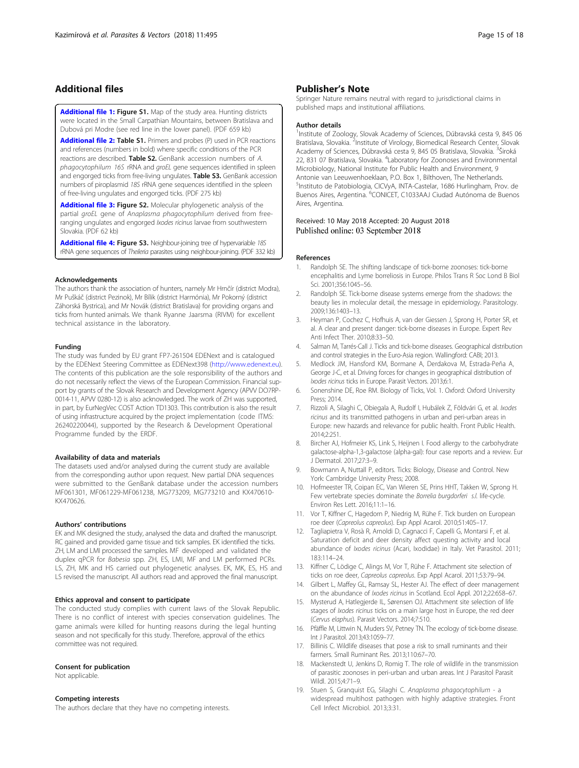## Additional files

**Additional file 1: Figure S1.** Map of the study area. Hunting districts were located in the Small Carpathian Mountains, between Bratislava and Dubová pri Modre (see red line in the lower panel). (PDF 659 kb)

**Additional file 2: Table S1.** Primers and probes (P) used in PCR reactions and references (numbers in bold) where specific conditions of the PCR reactions are described. **Table S2.** GenBank accession numbers of *A. phagocytophilum 16S* rRNA and *groEL* gene sequences identified in spleen and engorged ticks from free-living ungulates. **Table S3.** GenBank accession numbers of piroplasmid *18S* rRNA gene sequences identified in the spleen of free-living ungulates and engorged ticks. (PDF 275 kb)

**Additional file 3: Figure S2.** Molecular phylogenetic analysis of the partial *groEL* gene of *Anaplasma phagocytophilum* derived from free-ranging ungulates and engorged *Ixodes ricinus* larvae from southwestern Slovakia. (PDF 62 kb)

**Additional file 4: Figure S3.** Neighbour-joining tree of hypervariable *18S* rRNA gene sequences of *Theileria* parasites using neighbour-joining. (PDF 332 kb)

### Acknowledgements

The authors thank the association of hunters, namely Mr Hrnčír (district Modra), Mr Puškáč (district Pezinok), Mr Bílik (district Harmónia), Mr Pokorný (district Záhorská Bystrica), and Mr Novák (district Bratislava) for providing organs and ticks from hunted animals. We thank Ryanne Jaarsma (RIVM) for excellent technical assistance in the laboratory.

### Funding

The study was funded by EU grant FP7-261504 EDENext and is catalogued by the EDENext Steering Committee as EDENext398 (http://www.edenext.eu). The contents of this publication are the sole responsibility of the authors and do not necessarily reflect the views of the European Commission. Financial support by grants of the Slovak Research and Development Agency (APVV DO7RP-0014-11, APVV 0280-12) is also acknowledged. The work of ZH was supported, in part, by EurNegVec COST Action TD1303. This contribution is also the result of using infrastructure acquired by the project implementation (code ITMS: 26240220044), supported by the Research & Development Operational Programme funded by the ERDF.

### Availability of data and materials

The datasets used and/or analysed during the current study are available from the corresponding author upon request. New partial DNA sequences were submitted to the GenBank database under the accession numbers MF061301, MF061229-MF061238, MG773209, MG773210 and KX470610-KX470626.

### Authors' contributions

EK and MK designed the study, analysed the data and drafted the manuscript. RC gained and provided game tissue and tick samples. EK identified the ticks. ZH, LM and LMI processed the samples. MF developed and validated the duplex qPCR for *Babesia* spp. ZH, ES, LMI, MF and LM performed PCRs. LS, ZH, MK and HS carried out phylogenetic analyses. EK, MK, ES, HS and LS revised the manuscript. All authors read and approved the final manuscript.

### Ethics approval and consent to participate

The conducted study complies with current laws of the Slovak Republic. There is no conflict of interest with species conservation guidelines. The game animals were killed for hunting reasons during the legal hunting season and not specifically for this study. Therefore, approval of the ethics committee was not required.

### Consent for publication

Not applicable.

### Competing interests

The authors declare that they have no competing interests.

## Publisher's Note

Springer Nature remains neutral with regard to jurisdictional claims in published maps and institutional affiliations.

### Author details

[1]Institute of Zoology, Slovak Academy of Sciences, Dúbravská cesta 9, 845 06 Bratislava, Slovakia. [2]Institute of Virology, Biomedical Research Center, Slovak Academy of Sciences, Dúbravská cesta 9, 845 05 Bratislava, Slovakia. [3]Široká 22, 831 07 Bratislava, Slovakia. [4]Laboratory for Zoonoses and Environmental Microbiology, National Institute for Public Health and Environment, 9 Antonie van Leeuwenhoeklaan, P.O. Box 1, Bilthoven, The Netherlands. [5]Instituto de Patobiologia, CICVyA, INTA-Castelar, 1686 Hurlingham, Prov. de Buenos Aires, Argentina. [6]CONICET, C1033AAJ Ciudad Autónoma de Buenos Aires, Argentina.

Received: 10 May 2018 Accepted: 20 August 2018
Published online: 03 September 2018

### References

1. Randolph SE. The shifting landscape of tick-borne zoonoses: tick-borne encephalitis and Lyme borreliosis in Europe. Philos Trans R Soc Lond B Biol Sci. 2001;356:1045–56.
2. Randolph SE. Tick-borne disease systems emerge from the shadows: the beauty lies in molecular detail, the message in epidemiology. Parasitology. 2009;136:1403–13.
3. Heyman P, Cochez C, Hofhuis A, van der Giessen J, Sprong H, Porter SR, et al. A clear and present danger: tick-borne diseases in Europe. Expert Rev Anti Infect Ther. 2010;8:33–50.
4. Salman M, Tarrés-Call J. Ticks and tick-borne diseases. Geographical distribution and control strategies in the Euro-Asia region. Wallingford: CABI; 2013.
5. Medlock JM, Hansford KM, Bormane A, Derdakova M, Estrada-Peña A, George J-C, et al. Driving forces for changes in geographical distribution of *Ixodes ricinus* ticks in Europe. Parasit Vectors. 2013;6:1.
6. Sonenshine DE, Roe RM. Biology of Ticks, Vol. 1. Oxford: Oxford University Press; 2014.
7. Rizzoli A, Silaghi C, Obiegala A, Rudolf I, Hubálek Z, Földvári G, et al. *Ixodes ricinus* and its transmitted pathogens in urban and peri-urban areas in Europe: new hazards and relevance for public health. Front Public Health. 2014;2:251.
8. Bircher AJ, Hofmeier KS, Link S, Heijnen I. Food allergy to the carbohydrate galactose-alpha-1,3-galactose (alpha-gal): four case reports and a review. Eur J Dermatol. 2017;27:3–9.
9. Bowmann A, Nuttall P, editors. Ticks: Biology, Disease and Control. New York: Cambridge University Press; 2008.
10. Hofmeester TR, Coipan EC, Van Wieren SE, Prins HHT, Takken W, Sprong H. Few vertebrate species dominate the *Borrelia burgdorferi s.l.* life-cycle. Environ Res Lett. 2016;11:1–16.
11. Vor T, Kiffner C, Hagedorn P, Niedrig M, Rühe F. Tick burden on European roe deer (*Capreolus capreolus*). Exp Appl Acarol. 2010;51:405–17.
12. Tagliapietra V, Rosà R, Arnoldi D, Cagnacci F, Capelli G, Montarsi F, et al. Saturation deficit and deer density affect questing activity and local abundance of *Ixodes ricinus* (Acari, Ixodidae) in Italy. Vet Parasitol. 2011; 183:114–24.
13. Kiffner C, Lödige C, Alings M, Vor T, Rühe F. Attachment site selection of ticks on roe deer, *Capreolus capreolus*. Exp Appl Acarol. 2011;53:79–94.
14. Gilbert L, Maffey GL, Ramsay SL, Hester AJ. The effect of deer management on the abundance of *Ixodes ricinus* in Scotland. Ecol Appl. 2012;22:658–67.
15. Mysterud A, Hatlegjerde IL, Sørensen OJ. Attachment site selection of life stages of *Ixodes ricinus* ticks on a main large host in Europe, the red deer (*Cervus elaphus*). Parasit Vectors. 2014;7:510.
16. Pfäffle M, Littwin N, Muders SV, Petney TN. The ecology of tick-borne disease. Int J Parasitol. 2013;43:1059–77.
17. Billinis C. Wildlife diseases that pose a risk to small ruminants and their farmers. Small Ruminant Res. 2013;110:67–70.
18. Mackenstedt U, Jenkins D, Romig T. The role of wildlife in the transmission of parasitic zoonoses in peri-urban and urban areas. Int J Parasitol Parasit Wildl. 2015;4:71–9.
19. Stuen S, Granquist EG, Silaghi C. *Anaplasma phagocytophilum* - a widespread multihost pathogen with highly adaptive strategies. Front Cell Infect Microbiol. 2013;3:31.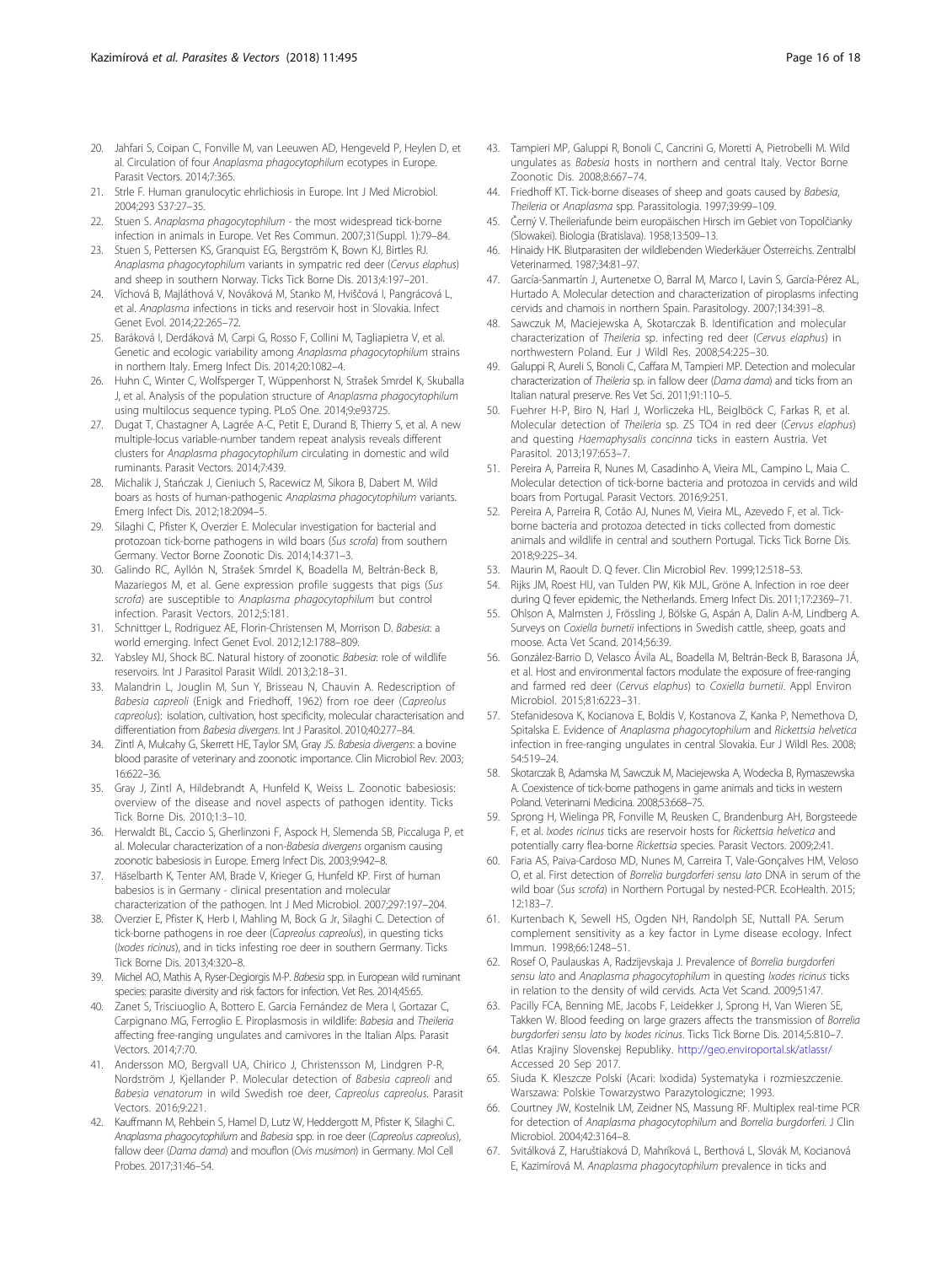20. Jahfari S, Coipan C, Fonville M, van Leeuwen AD, Hengeveld P, Heylen D, et al. Circulation of four *Anaplasma phagocytophilum* ecotypes in Europe. Parasit Vectors. 2014;7:365.
21. Strle F. Human granulocytic ehrlichiosis in Europe. Int J Med Microbiol. 2004;293 S37:27–35.
22. Stuen S. *Anaplasma phagocytophilum* - the most widespread tick-borne infection in animals in Europe. Vet Res Commun. 2007;31(Suppl. 1):79–84.
23. Stuen S, Pettersen KS, Granquist EG, Bergström K, Bown KJ, Birtles RJ. *Anaplasma phagocytophilum* variants in sympatric red deer (*Cervus elaphus*) and sheep in southern Norway. Ticks Tick Borne Dis. 2013;4:197–201.
24. Víchová B, Majláthová V, Nováková M, Stanko M, Hviščová I, Pangrácová L, et al. *Anaplasma* infections in ticks and reservoir host in Slovakia. Infect Genet Evol. 2014;22:265–72.
25. Baráková I, Derdáková M, Carpi G, Rosso F, Collini M, Tagliapietra V, et al. Genetic and ecologic variability among *Anaplasma phagocytophilum* strains in northern Italy. Emerg Infect Dis. 2014;20:1082–4.
26. Huhn C, Winter C, Wolfsperger T, Wüppenhorst N, Strašek Smrdel K, Skuballa J, et al. Analysis of the population structure of *Anaplasma phagocytophilum* using multilocus sequence typing. PLoS One. 2014;9:e93725.
27. Dugat T, Chastagner A, Lagrée A-C, Petit E, Durand B, Thierry S, et al. A new multiple-locus variable-number tandem repeat analysis reveals different clusters for *Anaplasma phagocytophilum* circulating in domestic and wild ruminants. Parasit Vectors. 2014;7:439.
28. Michalik J, Stańczak J, Cieniuch S, Racewicz M, Sikora B, Dabert M. Wild boars as hosts of human-pathogenic *Anaplasma phagocytophilum* variants. Emerg Infect Dis. 2012;18:2094–5.
29. Silaghi C, Pfister K, Overzier E. Molecular investigation for bacterial and protozoan tick-borne pathogens in wild boars (*Sus scrofa*) from southern Germany. Vector Borne Zoonotic Dis. 2014;14:371–3.
30. Galindo RC, Ayllón N, Strašek Smrdel K, Boadella M, Beltrán-Beck B, Mazariegos M, et al. Gene expression profile suggests that pigs (*Sus scrofa*) are susceptible to *Anaplasma phagocytophilum* but control infection. Parasit Vectors. 2012;5:181.
31. Schnittger L, Rodriguez AE, Florin-Christensen M, Morrison D. *Babesia*: a world emerging. Infect Genet Evol. 2012;12:1788–809.
32. Yabsley MJ, Shock BC. Natural history of zoonotic *Babesia*: role of wildlife reservoirs. Int J Parasitol Parasit Wildl. 2013;2:18–31.
33. Malandrin L, Jouglin M, Sun Y, Brisseau N, Chauvin A. Redescription of *Babesia capreoli* (Enigk and Friedhoff, 1962) from roe deer (*Capreolus capreolus*): isolation, cultivation, host specificity, molecular characterisation and differentiation from *Babesia divergens*. Int J Parasitol. 2010;40:277–84.
34. Zintl A, Mulcahy G, Skerrett HE, Taylor SM, Gray JS. *Babesia divergens*: a bovine blood parasite of veterinary and zoonotic importance. Clin Microbiol Rev. 2003;16:622–36.
35. Gray J, Zintl A, Hildebrandt A, Hunfeld K, Weiss L. Zoonotic babesiosis: overview of the disease and novel aspects of pathogen identity. Ticks Tick Borne Dis. 2010;1:3–10.
36. Herwaldt BL, Caccio S, Gherlinzoni F, Aspock H, Slemenda SB, Piccaluga P, et al. Molecular characterization of a non-*Babesia divergens* organism causing zoonotic babesiosis in Europe. Emerg Infect Dis. 2003;9:942–8.
37. Häselbarth K, Tenter AM, Brade V, Krieger G, Hunfeld KP. First of human babesios is in Germany - clinical presentation and molecular characterization of the pathogen. Int J Med Microbiol. 2007;297:197–204.
38. Overzier E, Pfister K, Herb I, Mahling M, Bock G Jr, Silaghi C. Detection of tick-borne pathogens in roe deer (*Capreolus capreolus*), in questing ticks (*Ixodes ricinus*), and in ticks infesting roe deer in southern Germany. Ticks Tick Borne Dis. 2013;4:320–8.
39. Michel AO, Mathis A, Ryser-Degiorgis M-P. *Babesia* spp. in European wild ruminant species: parasite diversity and risk factors for infection. Vet Res. 2014;45:65.
40. Zanet S, Trisciuoglio A, Bottero E. Garcia Fernández de Mera I, Gortazar C, Carpignano MG, Ferroglio E. Piroplasmosis in wildlife: *Babesia* and *Theileria* affecting free-ranging ungulates and carnivores in the Italian Alps. Parasit Vectors. 2014;7:70.
41. Andersson MO, Bergvall UA, Chirico J, Christensson M, Lindgren P-R, Nordström J, Kjellander P. Molecular detection of *Babesia capreoli* and *Babesia venatorum* in wild Swedish roe deer, *Capreolus capreolus*. Parasit Vectors. 2016;9:221.
42. Kauffmann M, Rehbein S, Hamel D, Lutz W, Heddergott M, Pfister K, Silaghi C. *Anaplasma phagocytophilum* and *Babesia* spp. in roe deer (*Capreolus capreolus*), fallow deer (*Dama dama*) and mouflon (*Ovis musimon*) in Germany. Mol Cell Probes. 2017;31:46–54.
43. Tampieri MP, Galuppi R, Bonoli C, Cancrini G, Moretti A, Pietrobelli M. Wild ungulates as *Babesia* hosts in northern and central Italy. Vector Borne Zoonotic Dis. 2008;8:667–74.
44. Friedhoff KT. Tick-borne diseases of sheep and goats caused by *Babesia*, *Theileria* or *Anaplasma* spp. Parassitologia. 1997;39:99–109.
45. Černý V. Theileriafunde beim europäischen Hirsch im Gebiet von Topolčianky (Slowakei). Biologia (Bratislava). 1958;13:509–13.
46. Hinaidy HK. Blutparasiten der wildlebenden Wiederkäuer Österreichs. Zentralbl Veterinarmed. 1987;34:81–97.
47. García-Sanmartín J, Aurtenetxe O, Barral M, Marco I, Lavin S, García-Pérez AL, Hurtado A. Molecular detection and characterization of piroplasms infecting cervids and chamois in northern Spain. Parasitology. 2007;134:391–8.
48. Sawczuk M, Maciejewska A, Skotarczak B. Identification and molecular characterization of *Theileria* sp. infecting red deer (*Cervus elaphus*) in northwestern Poland. Eur J Wildl Res. 2008;54:225–30.
49. Galuppi R, Aureli S, Bonoli C, Caffara M, Tampieri MP. Detection and molecular characterization of *Theileria* sp. in fallow deer (*Dama dama*) and ticks from an Italian natural preserve. Res Vet Sci. 2011;91:110–5.
50. Fuehrer H-P, Biro N, Harl J, Worliczeka HL, Beiglböck C, Farkas R, et al. Molecular detection of *Theileria* sp. ZS TO4 in red deer (*Cervus elaphus*) and questing *Haemaphysalis concinna* ticks in eastern Austria. Vet Parasitol. 2013;197:653–7.
51. Pereira A, Parreira R, Nunes M, Casadinho A, Vieira ML, Campino L, Maia C. Molecular detection of tick-borne bacteria and protozoa in cervids and wild boars from Portugal. Parasit Vectors. 2016;9:251.
52. Pereira A, Parreira R, Cotão AJ, Nunes M, Vieira ML, Azevedo F, et al. Tick-borne bacteria and protozoa detected in ticks collected from domestic animals and wildlife in central and southern Portugal. Ticks Tick Borne Dis. 2018;9:225–34.
53. Maurin M, Raoult D. Q fever. Clin Microbiol Rev. 1999;12:518–53.
54. Rijks JM, Roest HIJ, van Tulden PW, Kik MJL, Gröne A. Infection in roe deer during Q fever epidemic, the Netherlands. Emerg Infect Dis. 2011;17:2369–71.
55. Ohlson A, Malmsten J, Frössling J, Bölske G, Aspán A, Dalin A-M, Lindberg A. Surveys on *Coxiella burnetii* infections in Swedish cattle, sheep, goats and moose. Acta Vet Scand. 2014;56:39.
56. González-Barrio D, Velasco Ávila AL, Boadella M, Beltrán-Beck B, Barasona JÁ, et al. Host and environmental factors modulate the exposure of free-ranging and farmed red deer (*Cervus elaphus*) to *Coxiella burnetii*. Appl Environ Microbiol. 2015;81:6223–31.
57. Stefanidesova K, Kocianova E, Boldis V, Kostanova Z, Kanka P, Nemethova D, Spitalska E. Evidence of *Anaplasma phagocytophilum* and *Rickettsia helvetica* infection in free-ranging ungulates in central Slovakia. Eur J Wildl Res. 2008;54:519–24.
58. Skotarczak B, Adamska M, Sawczuk M, Maciejewska A, Wodecka B, Rymaszewska A. Coexistence of tick-borne pathogens in game animals and ticks in western Poland. Veterinarni Medicina. 2008;53:668–75.
59. Sprong H, Wielinga PR, Fonville M, Reusken C, Brandenburg AH, Borgsteede F, et al. *Ixodes ricinus* ticks are reservoir hosts for *Rickettsia helvetica* and potentially carry flea-borne *Rickettsia* species. Parasit Vectors. 2009;2:41.
60. Faria AS, Paiva-Cardoso MD, Nunes M, Carreira T, Vale-Gonçalves HM, Veloso O, et al. First detection of *Borrelia burgdorferi sensu lato* DNA in serum of the wild boar (*Sus scrofa*) in Northern Portugal by nested-PCR. EcoHealth. 2015;12:183–7.
61. Kurtenbach K, Sewell HS, Ogden NH, Randolph SE, Nuttall PA. Serum complement sensitivity as a key factor in Lyme disease ecology. Infect Immun. 1998;66:1248–51.
62. Rosef O, Paulauskas A, Radzijevskaja J. Prevalence of *Borrelia burgdorferi sensu lato* and *Anaplasma phagocytophilum* in questing *Ixodes ricinus* ticks in relation to the density of wild cervids. Acta Vet Scand. 2009;51:47.
63. Pacilly FCA, Benning ME, Jacobs F, Leidekker J, Sprong H, Van Wieren SE, Takken W. Blood feeding on large grazers affects the transmission of *Borrelia burgdorferi sensu lato* by *Ixodes ricinus*. Ticks Tick Borne Dis. 2014;5:810–7.
64. Atlas Krajiny Slovenskej Republiky. http://geo.enviroportal.sk/atlassr/ Accessed 20 Sep 2017.
65. Siuda K. Kleszcze Polski (Acari: Ixodida) Systematyka i rozmieszczenie. Warszawa: Polskie Towarzystwo Parazytologiczne; 1993.
66. Courtney JW, Kostelnik LM, Zeidner NS, Massung RF. Multiplex real-time PCR for detection of *Anaplasma phagocytophilum* and *Borrelia burgdorferi*. J Clin Microbiol. 2004;42:3164–8.
67. Svitálková Z, Haruštiaková D, Mahríková L, Berthová L, Slovák M, Kocianová E, Kazimírová M. *Anaplasma phagocytophilum* prevalence in ticks and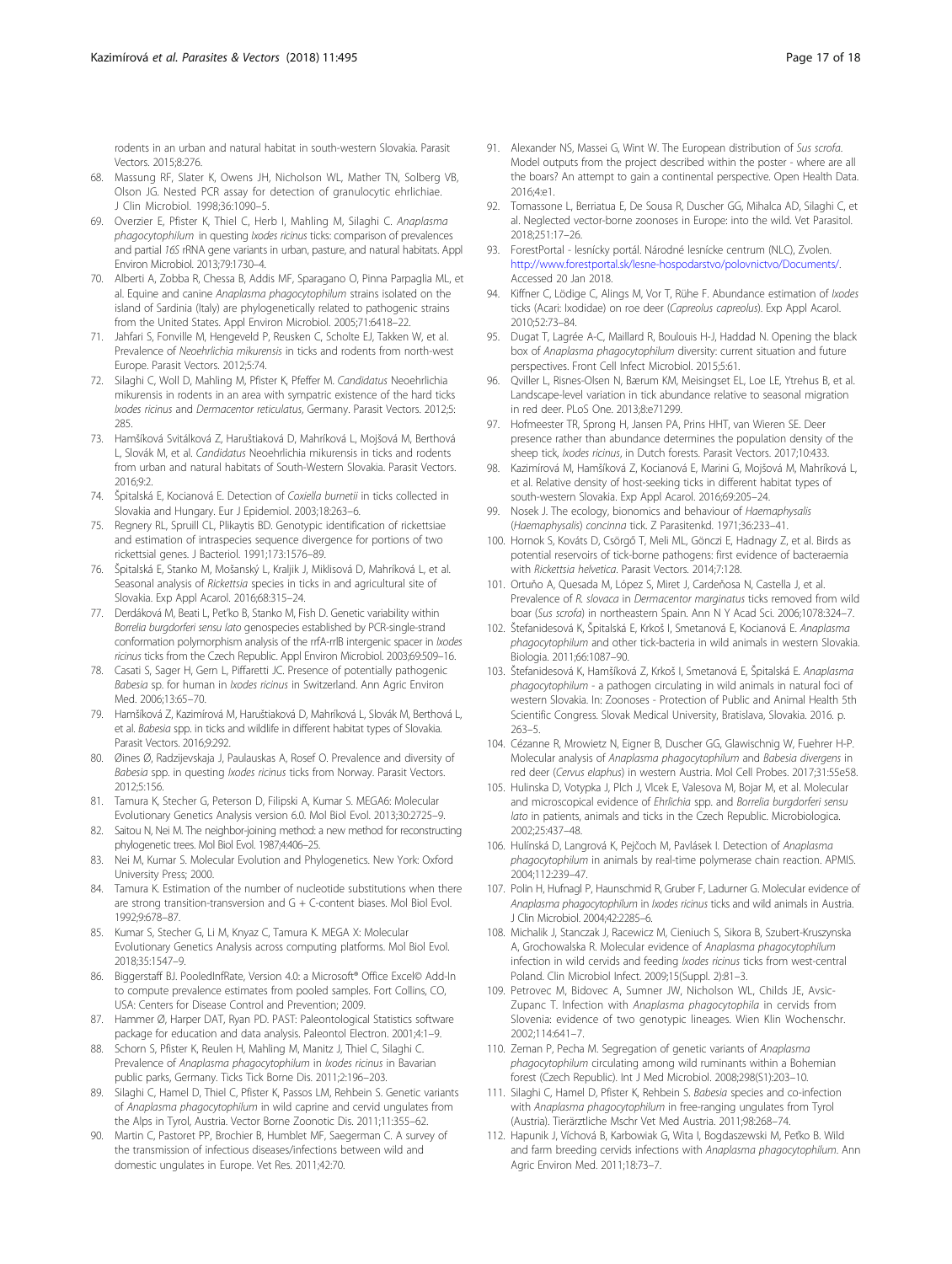rodents in an urban and natural habitat in south-western Slovakia. Parasit Vectors. 2015;8:276.

68. Massung RF, Slater K, Owens JH, Nicholson WL, Mather TN, Solberg VB, Olson JG. Nested PCR assay for detection of granulocytic ehrlichiae. J Clin Microbiol. 1998;36:1090–5.
69. Overzier E, Pfister K, Thiel C, Herb I, Mahling M, Silaghi C. *Anaplasma phagocytophilum* in questing *Ixodes ricinus* ticks: comparison of prevalences and partial *16S* rRNA gene variants in urban, pasture, and natural habitats. Appl Environ Microbiol. 2013;79:1730–4.
70. Alberti A, Zobba R, Chessa B, Addis MF, Sparagano O, Pinna Parpaglia ML, et al. Equine and canine *Anaplasma phagocytophilum* strains isolated on the island of Sardinia (Italy) are phylogenetically related to pathogenic strains from the United States. Appl Environ Microbiol. 2005;71:6418–22.
71. Jahfari S, Fonville M, Hengeveld P, Reusken C, Scholte EJ, Takken W, et al. Prevalence of *Neoehrlichia mikurensis* in ticks and rodents from north-west Europe. Parasit Vectors. 2012;5:74.
72. Silaghi C, Woll D, Mahling M, Pfister K, Pfeffer M. *Candidatus* Neoehrlichia mikurensis in rodents in an area with sympatric existence of the hard ticks *Ixodes ricinus* and *Dermacentor reticulatus*, Germany. Parasit Vectors. 2012;5:285.
73. Hamšíková Svitálková Z, Haruštiaková D, Mahríková L, Mojšová M, Berthová L, Slovák M, et al. *Candidatus* Neoehrlichia mikurensis in ticks and rodents from urban and natural habitats of South-Western Slovakia. Parasit Vectors. 2016;9:2.
74. Špitalská E, Kocianová E. Detection of *Coxiella burnetii* in ticks collected in Slovakia and Hungary. Eur J Epidemiol. 2003;18:263–6.
75. Regnery RL, Spruill CL, Plikaytis BD. Genotypic identification of rickettsiae and estimation of intraspecies sequence divergence for portions of two rickettsial genes. J Bacteriol. 1991;173:1576–89.
76. Špitalská E, Stanko M, Mošanský L, Kraljik J, Miklisová D, Mahríková L, et al. Seasonal analysis of *Rickettsia* species in ticks in and agricultural site of Slovakia. Exp Appl Acarol. 2016;68:315–24.
77. Derdáková M, Beati L, Pet'ko B, Stanko M, Fish D. Genetic variability within *Borrelia burgdorferi sensu lato* genospecies established by PCR-single-strand conformation polymorphism analysis of the rrfA-rrlB intergenic spacer in *Ixodes ricinus* ticks from the Czech Republic. Appl Environ Microbiol. 2003;69:509–16.
78. Casati S, Sager H, Gern L, Piffaretti JC. Presence of potentially pathogenic *Babesia* sp. for human in *Ixodes ricinus* in Switzerland. Ann Agric Environ Med. 2006;13:65–70.
79. Hamšíková Z, Kazimírová M, Haruštiaková D, Mahríková L, Slovák M, Berthová L, et al. *Babesia* spp. in ticks and wildlife in different habitat types of Slovakia. Parasit Vectors. 2016;9:292.
80. Øines Ø, Radzijevskaja J, Paulauskas A, Rosef O. Prevalence and diversity of *Babesia* spp. in questing *Ixodes ricinus* ticks from Norway. Parasit Vectors. 2012;5:156.
81. Tamura K, Stecher G, Peterson D, Filipski A, Kumar S. MEGA6: Molecular Evolutionary Genetics Analysis version 6.0. Mol Biol Evol. 2013;30:2725–9.
82. Saitou N, Nei M. The neighbor-joining method: a new method for reconstructing phylogenetic trees. Mol Biol Evol. 1987;4:406–25.
83. Nei M, Kumar S. Molecular Evolution and Phylogenetics. New York: Oxford University Press; 2000.
84. Tamura K. Estimation of the number of nucleotide substitutions when there are strong transition-transversion and G + C-content biases. Mol Biol Evol. 1992;9:678–87.
85. Kumar S, Stecher G, Li M, Knyaz C, Tamura K. MEGA X: Molecular Evolutionary Genetics Analysis across computing platforms. Mol Biol Evol. 2018;35:1547–9.
86. Biggerstaff BJ. PooledInfRate, Version 4.0: a Microsoft® Office Excel© Add-In to compute prevalence estimates from pooled samples. Fort Collins, CO, USA: Centers for Disease Control and Prevention; 2009.
87. Hammer Ø, Harper DAT, Ryan PD. PAST: Paleontological Statistics software package for education and data analysis. Paleontol Electron. 2001;4:1–9.
88. Schorn S, Pfister K, Reulen H, Mahling M, Manitz J, Thiel C, Silaghi C. Prevalence of *Anaplasma phagocytophilum* in *Ixodes ricinus* in Bavarian public parks, Germany. Ticks Tick Borne Dis. 2011;2:196–203.
89. Silaghi C, Hamel D, Thiel C, Pfister K, Passos LM, Rehbein S. Genetic variants of *Anaplasma phagocytophilum* in wild caprine and cervid ungulates from the Alps in Tyrol, Austria. Vector Borne Zoonotic Dis. 2011;11:355–62.
90. Martin C, Pastoret PP, Brochier B, Humblet MF, Saegerman C. A survey of the transmission of infectious diseases/infections between wild and domestic ungulates in Europe. Vet Res. 2011;42:70.
91. Alexander NS, Massei G, Wint W. The European distribution of *Sus scrofa*. Model outputs from the project described within the poster - where are all the boars? An attempt to gain a continental perspective. Open Health Data. 2016;4:e1.
92. Tomassone L, Berriatua E, De Sousa R, Duscher GG, Mihalca AD, Silaghi C, et al. Neglected vector-borne zoonoses in Europe: into the wild. Vet Parasitol. 2018;251:17–26.
93. ForestPortal - lesnícky portál. Národné lesnícke centrum (NLC), Zvolen. http://www.forestportal.sk/lesne-hospodarstvo/polovnictvo/Documents/. Accessed 20 Jan 2018.
94. Kiffner C, Lödige C, Alings M, Vor T, Rühe F. Abundance estimation of *Ixodes* ticks (Acari: Ixodidae) on roe deer (*Capreolus capreolus*). Exp Appl Acarol. 2010;52:73–84.
95. Dugat T, Lagrée A-C, Maillard R, Boulouis H-J, Haddad N. Opening the black box of *Anaplasma phagocytophilum* diversity: current situation and future perspectives. Front Cell Infect Microbiol. 2015;5:61.
96. Qviller L, Risnes-Olsen N, Bærum KM, Meisingset EL, Loe LE, Ytrehus B, et al. Landscape-level variation in tick abundance relative to seasonal migration in red deer. PLoS One. 2013;8:e71299.
97. Hofmeester TR, Sprong H, Jansen PA, Prins HHT, van Wieren SE. Deer presence rather than abundance determines the population density of the sheep tick, *Ixodes ricinus*, in Dutch forests. Parasit Vectors. 2017;10:433.
98. Kazimírová M, Hamšíková Z, Kocianová E, Marini G, Mojšová M, Mahríková L, et al. Relative density of host-seeking ticks in different habitat types of south-western Slovakia. Exp Appl Acarol. 2016;69:205–24.
99. Nosek J. The ecology, bionomics and behaviour of *Haemaphysalis* (*Haemaphysalis*) *concinna* tick. Z Parasitenkd. 1971;36:233–41.
100. Hornok S, Kováts D, Csörgő T, Meli ML, Gönczi E, Hadnagy Z, et al. Birds as potential reservoirs of tick-borne pathogens: first evidence of bacteraemia with *Rickettsia helvetica*. Parasit Vectors. 2014;7:128.
101. Ortuño A, Quesada M, López S, Miret J, Cardeñosa N, Castella J, et al. Prevalence of *R. slovaca* in *Dermacentor marginatus* ticks removed from wild boar (*Sus scrofa*) in northeastern Spain. Ann N Y Acad Sci. 2006;1078:324–7.
102. Štefanidesová K, Špitalská E, Krkoš I, Smetanová E, Kocianová E. *Anaplasma phagocytophilum* and other tick-bacteria in wild animals in western Slovakia. Biologia. 2011;66:1087–90.
103. Štefanidesová K, Hamšíková Z, Krkoš I, Smetanová E, Špitalská E. *Anaplasma phagocytophilum* - a pathogen circulating in wild animals in natural foci of western Slovakia. In: Zoonoses - Protection of Public and Animal Health 5th Scientific Congress. Slovak Medical University, Bratislava, Slovakia. 2016. p. 263–5.
104. Cézanne R, Mrowietz N, Eigner B, Duscher GG, Glawischnig W, Fuehrer H-P. Molecular analysis of *Anaplasma phagocytophilum* and *Babesia divergens* in red deer (*Cervus elaphus*) in western Austria. Mol Cell Probes. 2017;31:55e58.
105. Hulinska D, Votypka J, Plch J, Vlcek E, Valesova M, Bojar M, et al. Molecular and microscopical evidence of *Ehrlichia* spp. and *Borrelia burgdorferi sensu lato* in patients, animals and ticks in the Czech Republic. Microbiologica. 2002;25:437–48.
106. Hulínská D, Langrová K, Pejčoch M, Pavlásek I. Detection of *Anaplasma phagocytophilum* in animals by real-time polymerase chain reaction. APMIS. 2004;112:239–47.
107. Polin H, Hufnagl P, Haunschmid R, Gruber F, Ladurner G. Molecular evidence of *Anaplasma phagocytophilum* in *Ixodes ricinus* ticks and wild animals in Austria. J Clin Microbiol. 2004;42:2285–6.
108. Michalik J, Stanczak J, Racewicz M, Cieniuch S, Sikora B, Szubert-Kruszynska A, Grochowalska R. Molecular evidence of *Anaplasma phagocytophilum* infection in wild cervids and feeding *Ixodes ricinus* ticks from west-central Poland. Clin Microbiol Infect. 2009;15(Suppl. 2):81–3.
109. Petrovec M, Bidovec A, Sumner JW, Nicholson WL, Childs JE, Avsic-Zupanc T. Infection with *Anaplasma phagocytophila* in cervids from Slovenia: evidence of two genotypic lineages. Wien Klin Wochenschr. 2002;114:641–7.
110. Zeman P, Pecha M. Segregation of genetic variants of *Anaplasma phagocytophilum* circulating among wild ruminants within a Bohemian forest (Czech Republic). Int J Med Microbiol. 2008;298(S1):203–10.
111. Silaghi C, Hamel D, Pfister K, Rehbein S. *Babesia* species and co-infection with *Anaplasma phagocytophilum* in free-ranging ungulates from Tyrol (Austria). Tierärztliche Mschr Vet Med Austria. 2011;98:268–74.
112. Hapunik J, Víchová B, Karbowiak G, Wita I, Bogdaszewski M, Peťko B. Wild and farm breeding cervids infections with *Anaplasma phagocytophilum*. Ann Agric Environ Med. 2011;18:73–7.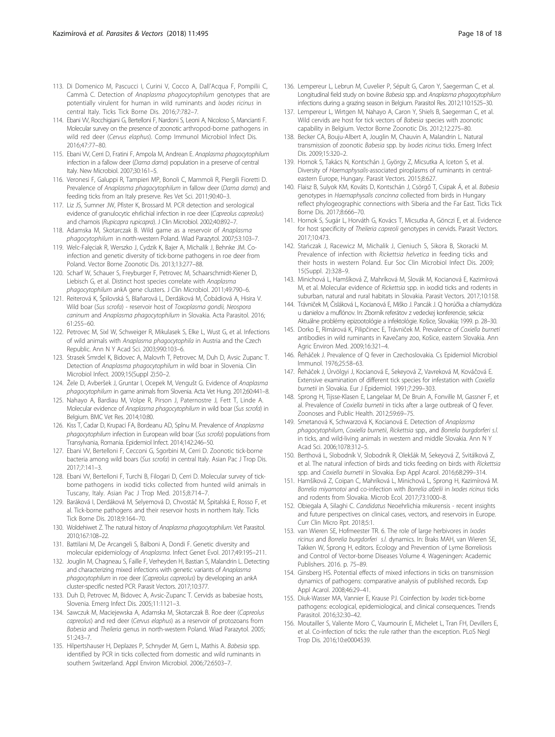113. Di Domenico M, Pascucci I, Curini V, Cocco A, Dall'Acqua F, Pompilii C, Cammà C. Detection of *Anaplasma phagocytophilum* genotypes that are potentially virulent for human in wild ruminants and *Ixodes ricinus* in central Italy. Ticks Tick Borne Dis. 2016;7:782–7.
114. Ebani VV, Rocchigiani G, Bertelloni F, Nardoni S, Leoni A, Nicoloso S, Mancianti F. Molecular survey on the presence of zoonotic arthropod-borne pathogens in wild red deer (*Cervus elaphus*). Comp Immunol Microbiol Infect Dis. 2016;47:77–80.
115. Ebani VV, Cerri D, Fratini F, Ampola M, Andrean E. *Anaplasma phagocytophilum* infection in a fallow deer (*Dama dama*) population in a preserve of central Italy. New Microbiol. 2007;30:161–5.
116. Veronesi F, Galuppi R, Tampieri MP, Bonoli C, Mammoli R, Piergili Fioretti D. Prevalence of *Anaplasma phagocytophilum* in fallow deer (*Dama dama*) and feeding ticks from an Italy preserve. Res Vet Sci. 2011;90:40–3.
117. Liz JS, Sumner JW, Pfister K, Brossard M. PCR detection and serological evidence of granulocytic ehrlichial infection in roe deer (*Capreolus capreolus*) and chamois (*Rupicapra rupicapra*). J Clin Microbiol. 2002;40:892–7.
118. Adamska M, Skotarczak B. Wild game as a reservoir of *Anaplasma phagocytophilum* in north-western Poland. Wiad Parazytol. 2007;53:103–7.
119. Welc-Falęciak R, Werszko J, Cydzik K, Bajer A, Michalik J, Behnke JM. Co-infection and genetic diversity of tick-borne pathogens in roe deer from Poland. Vector Borne Zoonotic Dis. 2013;13:277–88.
120. Scharf W, Schauer S, Freyburger F, Petrovec M, Schaarschmidt-Kiener D, Liebisch G, et al. Distinct host species correlate with *Anaplasma phagocytophilum* ankA gene clusters. J Clin Microbiol. 2011;49:790–6.
121. Reiterová K, Špilovská S, Blaňarová L, Derdáková M, Čobádiová A, Hisira V. Wild boar (*Sus scrofa*) - reservoir host of *Toxoplasma gondii*, *Neospora caninum* and *Anaplasma phagocytophilum* in Slovakia. Acta Parasitol. 2016; 61:255–60.
122. Petrovec M, Sixl W, Schweiger R, Mikulasek S, Elke L, Wust G, et al. Infections of wild animals with *Anaplasma phagocytophila* in Austria and the Czech Republic. Ann N Y Acad Sci. 2003;990:103–6.
123. Strasek Smrdel K, Bidovec A, Malovrh T, Petrovec M, Duh D, Avsic Zupanc T. Detection of *Anaplasma phagocytophilum* in wild boar in Slovenia. Clin Microbiol Infect. 2009;15(Suppl 2):50–2.
124. Žele D, Avberšek J, Gruntar I, Ocepek M, Vengušt G. Evidence of *Anaplasma phagocytophilum* in game animals from Slovenia. Acta Vet Hung. 2012;60:441–8.
125. Nahayo A, Bardiau M, Volpe R, Pirson J, Paternostre J, Fett T, Linde A. Molecular evidence of *Anaplasma phagocytophilum* in wild boar (*Sus scrofa*) in Belgium. BMC Vet Res. 2014;10:80.
126. Kiss T, Cadar D, Krupaci FA, Bordeanu AD, Spînu M. Prevalence of *Anaplasma phagocytophilum* infection in European wild boar (*Sus scrofa*) populations from Transylvania, Romania. Epidemiol Infect. 2014;142:246–50.
127. Ebani VV, Bertelloni F, Cecconi G, Sgorbini M, Cerri D. Zoonotic tick-borne bacteria among wild boars (*Sus scrofa*) in central Italy. Asian Pac J Trop Dis. 2017;7:141–3.
128. Ebani VV, Bertelloni F, Turchi B, Filogari D, Cerri D. Molecular survey of tick-borne pathogens in ixodid ticks collected from hunted wild animals in Tuscany, Italy. Asian Pac J Trop Med. 2015;8:714–7.
129. Baráková I, Derdáková M, Selyemová D, Chvostáč M, Špitalská E, Rosso F, et al. Tick-borne pathogens and their reservoir hosts in northern Italy. Ticks Tick Borne Dis. 2018;9:164–70.
130. Woldehiwet Z. The natural history of *Anaplasma phagocytophilum*. Vet Parasitol. 2010;167:108–22.
131. Battilani M, De Arcangeli S, Balboni A, Dondi F. Genetic diversity and molecular epidemiology of *Anaplasma*. Infect Genet Evol. 2017;49:195–211.
132. Jouglin M, Chagneau S, Faille F, Verheyden H, Bastian S, Malandrin L. Detecting and characterizing mixed infections with genetic variants of *Anaplasma phagocytophilum* in roe deer (*Capreolus capreolus*) by developing an ankA cluster-specific nested PCR. Parasit Vectors. 2017;10:377.
133. Duh D, Petrovec M, Bidovec A, Avsic-Zupanc T. Cervids as babesiae hosts, Slovenia. Emerg Infect Dis. 2005;11:1121–3.
134. Sawczuk M, Maciejewska A, Adamska M, Skotarczak B. Roe deer (*Capreolus capreolus*) and red deer (*Cervus elaphus*) as a reservoir of protozoans from *Babesia* and *Theileria* genus in north-western Poland. Wiad Parazytol. 2005; 51:243–7.
135. Hilpertshauser H, Deplazes P, Schnyder M, Gern L, Mathis A. *Babesia* spp. identified by PCR in ticks collected from domestic and wild ruminants in southern Switzerland. Appl Environ Microbiol. 2006;72:6503–7.
136. Lempereur L, Lebrun M, Cuvelier P, Sépult G, Caron Y, Saegerman C, et al. Longitudinal field study on bovine *Babesia* spp. and *Anaplasma phagocytophilum* infections during a grazing season in Belgium. Parasitol Res. 2012;110:1525–30.
137. Lempereur L, Wirtgen M, Nahayo A, Caron Y, Shiels B, Saegerman C, et al. Wild cervids are host for tick vectors of *Babesia* species with zoonotic capability in Belgium. Vector Borne Zoonotic Dis. 2012;12:275–80.
138. Becker CA, Bouju-Albert A, Jouglin M, Chauvin A, Malandrin L. Natural transmission of zoonotic *Babesia* spp. by *Ixodes ricinus* ticks. Emerg Infect Dis. 2009;15:320–2.
139. Hornok S, Takács N, Kontschán J, György Z, Micsutka A, Iceton S, et al. Diversity of *Haemaphysalis*-associated piroplasms of ruminants in central-eastern Europe, Hungary. Parasit Vectors. 2015;8:627.
140. Flaisz B, Sulyok KM, Kováts D, Kontschán J, Csörgő T, Csipak Á, et al. *Babesia* genotypes in *Haemaphysalis concinna* collected from birds in Hungary reflect phylogeographic connections with Siberia and the Far East. Ticks Tick Borne Dis. 2017;8:666–70.
141. Hornok S, Sugár L, Horváth G, Kovács T, Micsutka A, Gönczi E, et al. Evidence for host specificity of *Theileria capreoli* genotypes in cervids. Parasit Vectors. 2017;10:473.
142. Stańczak J, Racewicz M, Michalik J, Cieniuch S, Sikora B, Skoracki M. Prevalence of infection with *Rickettsia helvetica* in feeding ticks and their hosts in western Poland. Eur Soc Clin Microbiol Infect Dis. 2009; 15(Suppl. 2):328–9.
143. Minichová L, Hamšíková Z, Mahríková M, Slovák M, Kocianová E, Kazimírová M, et al. Molecular evidence of *Rickettsia* spp. in ixodid ticks and rodents in suburban, natural and rural habitats in Slovakia. Parasit Vectors. 2017;10:158.
144. Trávniček M, Čisláková L, Kocianová E, Miško J. Pancák J. Q horúčka a chlamydióza u danielov a muflónov. In: Zborník referátov z vedeckej konferencie, sekcia: Aktuálne problémy epizootológie a infektológie. Košice, Slovakia; 1999. p. 28–30.
145. Dorko E, Rimárová K, Pilipčinec E, Trávniček M. Prevalence of *Coxiella burneti* antibodies in wild ruminants in Kavečany zoo, Košice, eastern Slovakia. Ann Agric Environ Med. 2009;16:321–4.
146. Řeháček J. Prevalence of Q fever in Czechoslovakia. Cs Epidemiol Microbiol Immunol. 1976;25:58–63.
147. Řeháček J, Úrvölgyi J, Kocianová E, Sekeyová Z, Vavreková M, Kováčová E. Extensive examination of different tick species for infestation with *Coxiella burnetii* in Slovakia. Eur J Epidemiol. 1991;7:299–303.
148. Sprong H, Tijsse-Klasen E, Langelaar M, De Bruin A, Fonville M, Gassner F, et al. Prevalence of *Coxiella burnetii* in ticks after a large outbreak of Q fever. Zoonoses and Public Health. 2012;59:69–75.
149. Smetanová K, Schwarzová K, Kocianová E. Detection of *Anaplasma phagocytophilum*, *Coxiella burnetii*, *Rickettsia* spp., and *Borrelia burgdorferi s.l.* in ticks, and wild-living animals in western and middle Slovakia. Ann N Y Acad Sci. 2006;1078:312–5.
150. Berthová L, Slobodník V, Slobodník R, Olekšák M, Sekeyová Z, Svitálková Z, et al. The natural infection of birds and ticks feeding on birds with *Rickettsia* spp. and *Coxiella burnetii* in Slovakia. Exp Appl Acarol. 2016;68:299–314.
151. Hamšíková Z, Coipan C, Mahríková L, Minichová L, Sprong H, Kazimírová M. *Borrelia miyamotoi* and co-infection with *Borrelia afzelii* in *Ixodes ricinus* ticks and rodents from Slovakia. Microb Ecol. 2017;73:1000–8.
152. Obiegala A, Silaghi C. *Candidatus* Neoehrlichia mikurensis - recent insights and future perspectives on clinical cases, vectors, and reservoirs in Europe. Curr Clin Micro Rpt. 2018;5:1.
153. van Wieren SE, Hofmeester TR. 6. The role of large herbivores in *Ixodes ricinus* and *Borrelia burgdorferi s.l.* dynamics. In: Braks MAH, van Wieren SE, Takken W, Sprong H, editors. Ecology and Prevention of Lyme Borreliosis and Control of Vector-borne Diseases Volume 4. Wageningen: Academic Publishers. 2016. p. 75–89.
154. Ginsberg HS. Potential effects of mixed infections in ticks on transmission dynamics of pathogens: comparative analysis of published records. Exp Appl Acarol. 2008;46:29–41.
155. Diuk-Wasser MA, Vannier E, Krause PJ. Coinfection by *Ixodes* tick-borne pathogens: ecological, epidemiological, and clinical consequences. Trends Parasitol. 2016;32:30–42.
156. Moutailler S, Valiente Moro C, Vaumourin E, Michelet L, Tran FH, Devillers E, et al. Co-infection of ticks: the rule rather than the exception. PLoS Negl Trop Dis. 2016;10:e0004539.